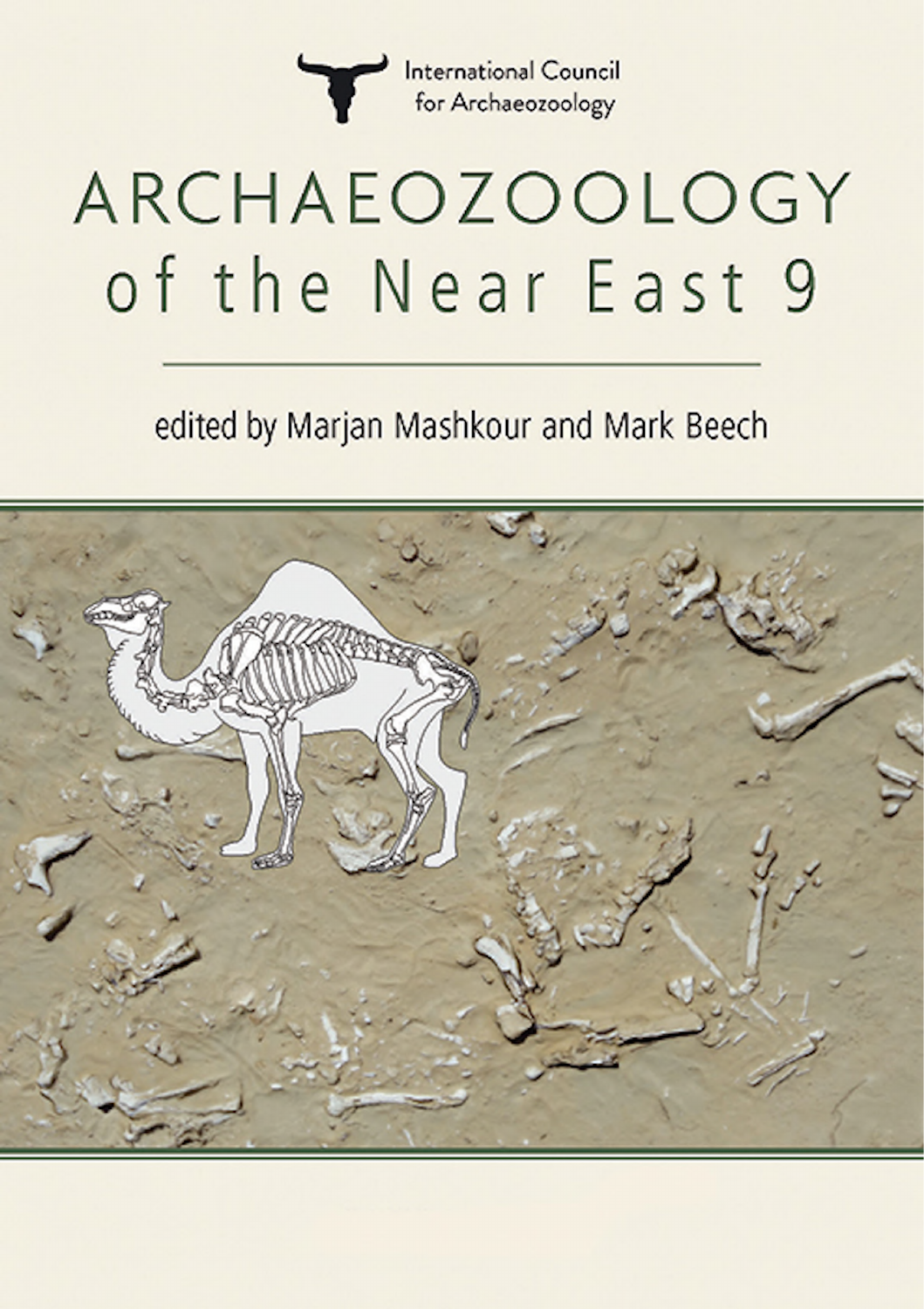International Council for Archaeozoology

# ARCHAEOZOOLOGY of the Near East 9

edited by Marjan Mashkour and Mark Beech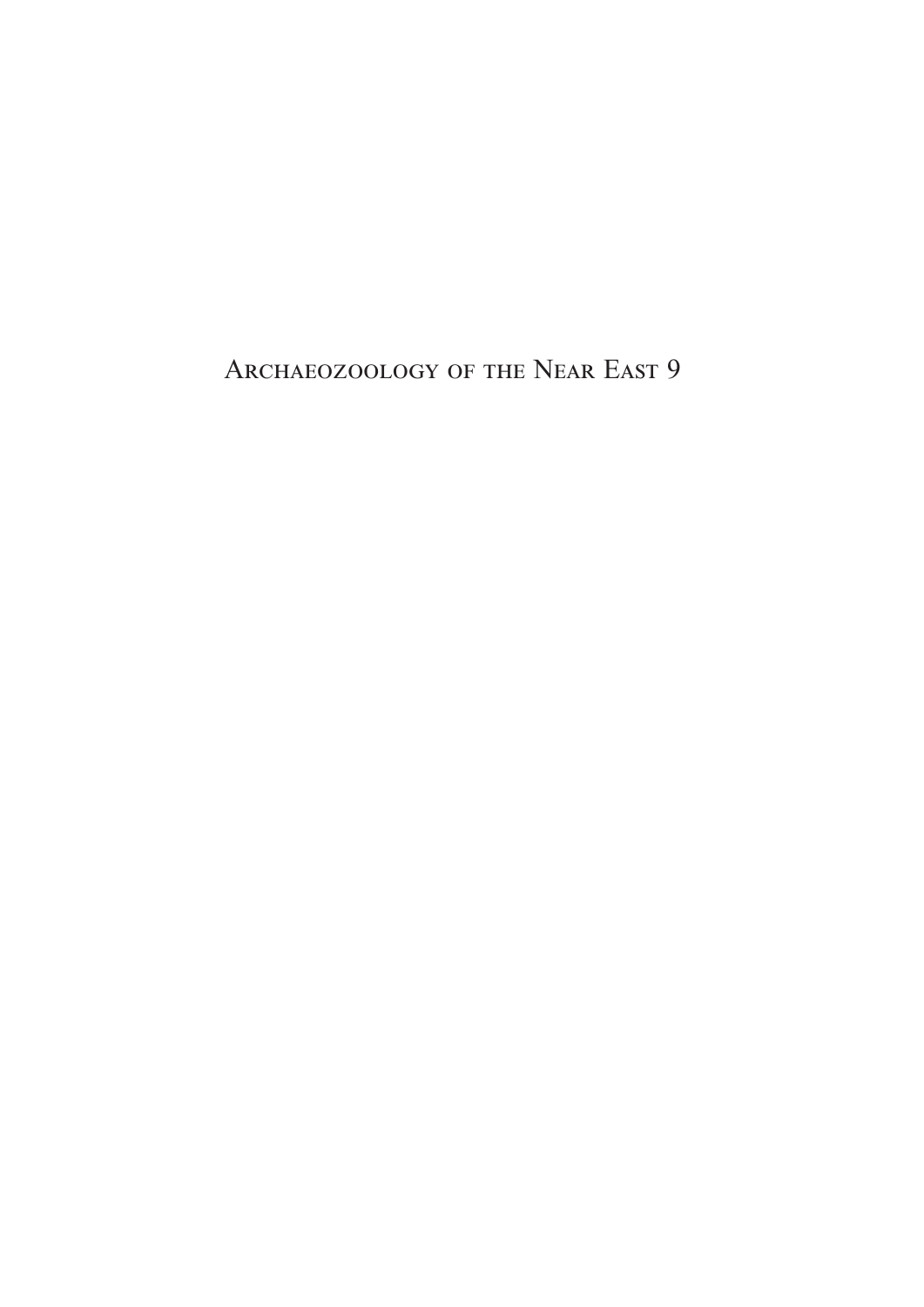# Archaeozoology of the Near East 9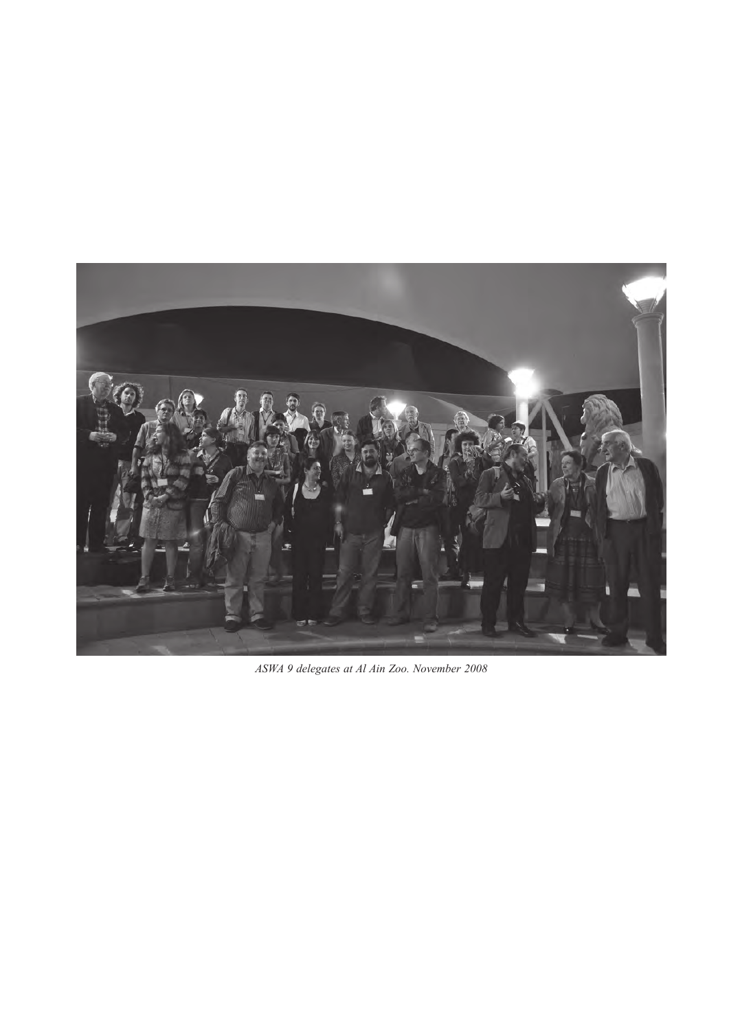*ASWA 9 delegates at Al Ain Zoo. November 2008*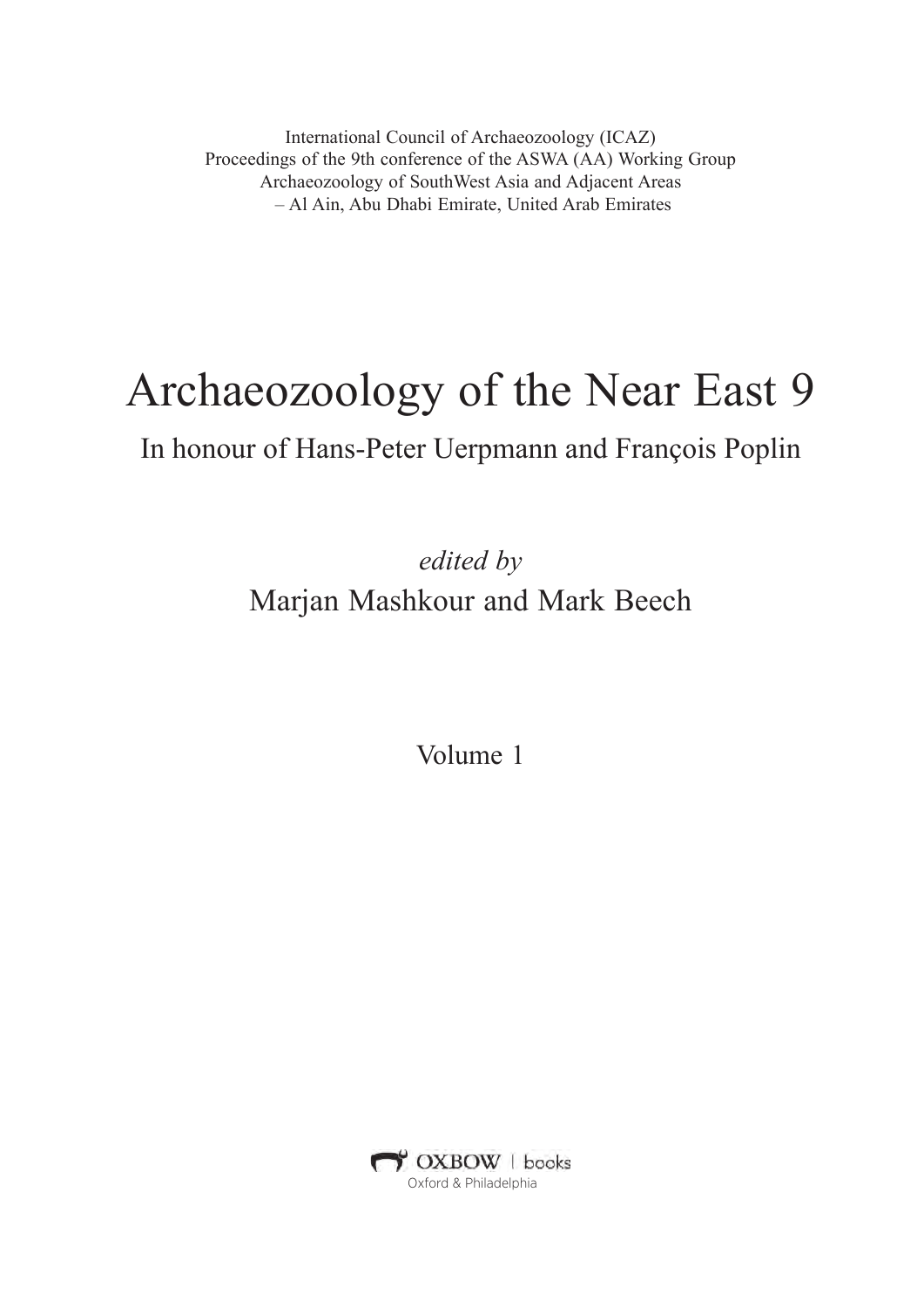International Council of Archaeozoology (ICAZ)
Proceedings of the 9th conference of the ASWA (AA) Working Group
Archaeozoology of SouthWest Asia and Adjacent Areas
– Al Ain, Abu Dhabi Emirate, United Arab Emirates

# Archaeozoology of the Near East 9

## In honour of Hans-Peter Uerpmann and François Poplin

*edited by*

Marjan Mashkour and Mark Beech

Volume 1

OXBOW | books
Oxford & Philadelphia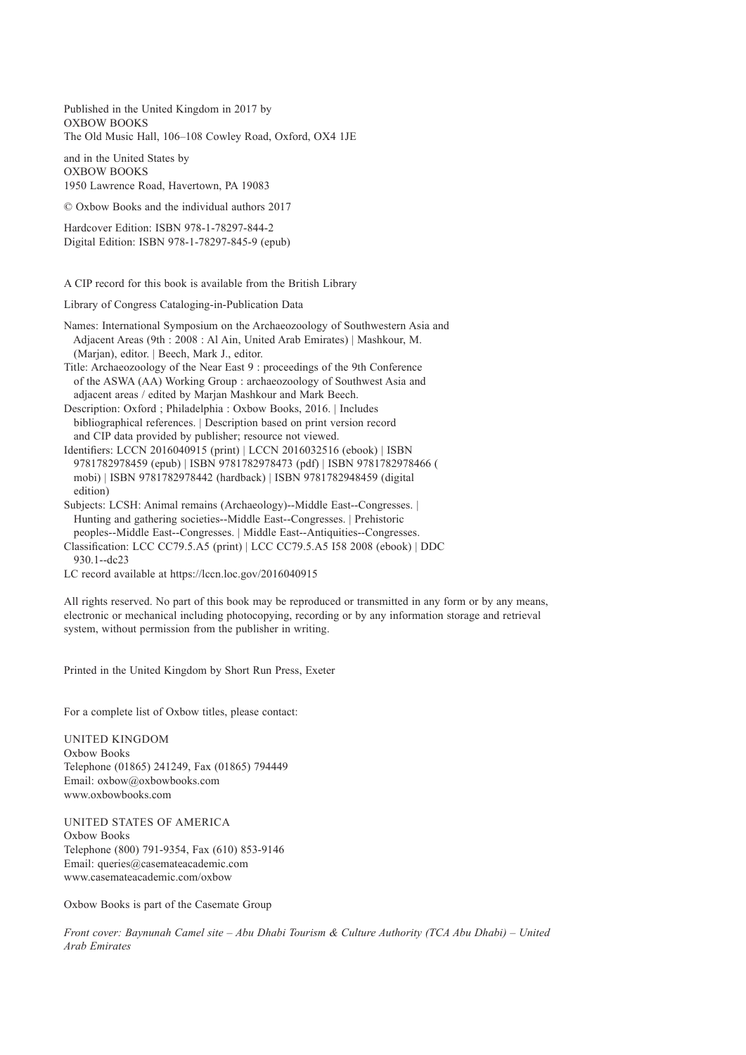Published in the United Kingdom in 2017 by
OXBOW BOOKS
The Old Music Hall, 106–108 Cowley Road, Oxford, OX4 1JE

and in the United States by
OXBOW BOOKS
1950 Lawrence Road, Havertown, PA 19083

© Oxbow Books and the individual authors 2017

Hardcover Edition: ISBN 978-1-78297-844-2
Digital Edition: ISBN 978-1-78297-845-9 (epub)

A CIP record for this book is available from the British Library

Library of Congress Cataloging-in-Publication Data

Names: International Symposium on the Archaeozoology of Southwestern Asia and Adjacent Areas (9th : 2008 : Al Ain, United Arab Emirates) | Mashkour, M. (Marjan), editor. | Beech, Mark J., editor.
Title: Archaeozoology of the Near East 9 : proceedings of the 9th Conference of the ASWA (AA) Working Group : archaeozoology of Southwest Asia and adjacent areas / edited by Marjan Mashkour and Mark Beech.
Description: Oxford ; Philadelphia : Oxbow Books, 2016. | Includes bibliographical references. | Description based on print version record and CIP data provided by publisher; resource not viewed.
Identifiers: LCCN 2016040915 (print) | LCCN 2016032516 (ebook) | ISBN 9781782978459 (epub) | ISBN 9781782978473 (pdf) | ISBN 9781782978466 ( mobi) | ISBN 9781782978442 (hardback) | ISBN 9781782948459 (digital edition)
Subjects: LCSH: Animal remains (Archaeology)--Middle East--Congresses. | Hunting and gathering societies--Middle East--Congresses. | Prehistoric peoples--Middle East--Congresses. | Middle East--Antiquities--Congresses.
Classification: LCC CC79.5.A5 (print) | LCC CC79.5.A5 I58 2008 (ebook) | DDC 930.1--dc23
LC record available at https://lccn.loc.gov/2016040915

All rights reserved. No part of this book may be reproduced or transmitted in any form or by any means, electronic or mechanical including photocopying, recording or by any information storage and retrieval system, without permission from the publisher in writing.

Printed in the United Kingdom by Short Run Press, Exeter

For a complete list of Oxbow titles, please contact:

UNITED KINGDOM
Oxbow Books
Telephone (01865) 241249, Fax (01865) 794449
Email: oxbow@oxbowbooks.com
www.oxbowbooks.com

UNITED STATES OF AMERICA
Oxbow Books
Telephone (800) 791-9354, Fax (610) 853-9146
Email: queries@casemateacademic.com
www.casemateacademic.com/oxbow

Oxbow Books is part of the Casemate Group

*Front cover: Baynunah Camel site – Abu Dhabi Tourism & Culture Authority (TCA Abu Dhabi) – United Arab Emirates*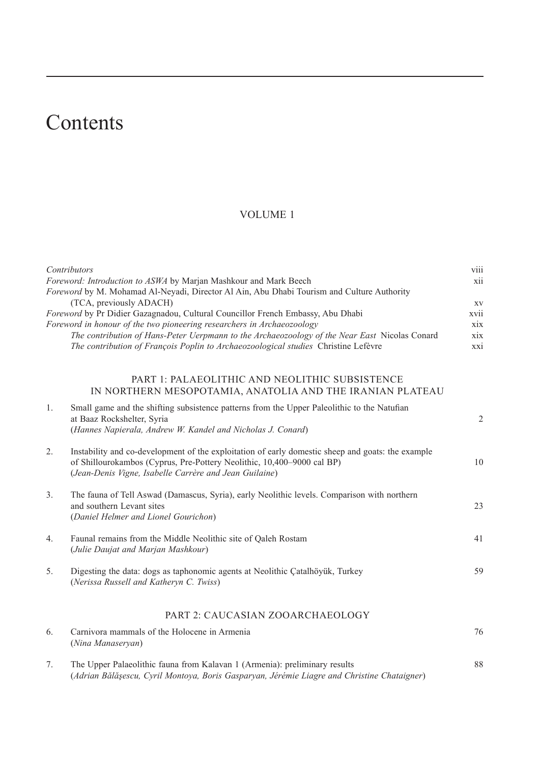# Contents

## VOLUME 1

| | |
|---|---|
| *Contributors* | viii |
| *Foreword: Introduction to ASWA* by Marjan Mashkour and Mark Beech | xii |
| *Foreword* by M. Mohamad Al-Neyadi, Director Al Ain, Abu Dhabi Tourism and Culture Authority (TCA, previously ADACH) | xv |
| *Foreword* by Pr Didier Gazagnadou, Cultural Councillor French Embassy, Abu Dhabi | xvii |
| *Foreword in honour of the two pioneering researchers in Archaeozoology* | xix |
| *The contribution of Hans-Peter Uerpmann to the Archaeozoology of the Near East* Nicolas Conard | xix |
| *The contribution of François Poplin to Archaeozoological studies* Christine Lefèvre | xxi |

### PART 1: PALAEOLITHIC AND NEOLITHIC SUBSISTENCE IN NORTHERN MESOPOTAMIA, ANATOLIA AND THE IRANIAN PLATEAU

1. Small game and the shifting subsistence patterns from the Upper Paleolithic to the Natufian at Baaz Rockshelter, Syria — 2
   (*Hannes Napierala, Andrew W. Kandel and Nicholas J. Conard*)

2. Instability and co-development of the exploitation of early domestic sheep and goats: the example of Shillourokambos (Cyprus, Pre-Pottery Neolithic, 10,400–9000 cal BP) — 10
   (*Jean-Denis Vigne, Isabelle Carrère and Jean Guilaine*)

3. The fauna of Tell Aswad (Damascus, Syria), early Neolithic levels. Comparison with northern and southern Levant sites — 23
   (*Daniel Helmer and Lionel Gourichon*)

4. Faunal remains from the Middle Neolithic site of Qaleh Rostam — 41
   (*Julie Daujat and Marjan Mashkour*)

5. Digesting the data: dogs as taphonomic agents at Neolithic Çatalhöyük, Turkey — 59
   (*Nerissa Russell and Katheryn C. Twiss*)

### PART 2: CAUCASIAN ZOOARCHAEOLOGY

6. Carnivora mammals of the Holocene in Armenia — 76
   (*Nina Manaseryan*)

7. The Upper Palaeolithic fauna from Kalavan 1 (Armenia): preliminary results — 88
   (*Adrian Bălăşescu, Cyril Montoya, Boris Gasparyan, Jérémie Liagre and Christine Chataigner*)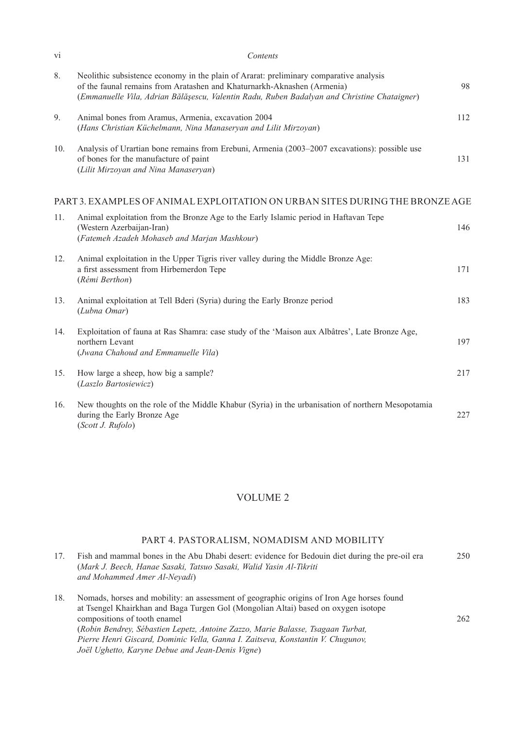8. Neolithic subsistence economy in the plain of Ararat: preliminary comparative analysis of the faunal remains from Aratashen and Khaturnarkh-Aknashen (Armenia) 98
(*Emmanuelle Vila, Adrian Bălăşescu, Valentin Radu, Ruben Badalyan and Christine Chataigner*)

9. Animal bones from Aramus, Armenia, excavation 2004 112
(*Hans Christian Küchelmann, Nina Manaseryan and Lilit Mirzoyan*)

10. Analysis of Urartian bone remains from Erebuni, Armenia (2003–2007 excavations): possible use of bones for the manufacture of paint 131
(*Lilit Mirzoyan and Nina Manaseryan*)

## PART 3. EXAMPLES OF ANIMAL EXPLOITATION ON URBAN SITES DURING THE BRONZE AGE

11. Animal exploitation from the Bronze Age to the Early Islamic period in Haftavan Tepe (Western Azerbaijan-Iran) 146
(*Fatemeh Azadeh Mohaseb and Marjan Mashkour*)

12. Animal exploitation in the Upper Tigris river valley during the Middle Bronze Age: a first assessment from Hirbemerdon Tepe 171
(*Rémi Berthon*)

13. Animal exploitation at Tell Bderi (Syria) during the Early Bronze period 183
(*Lubna Omar*)

14. Exploitation of fauna at Ras Shamra: case study of the 'Maison aux Albâtres', Late Bronze Age, northern Levant 197
(*Jwana Chahoud and Emmanuelle Vila*)

15. How large a sheep, how big a sample? 217
(*Laszlo Bartosiewicz*)

16. New thoughts on the role of the Middle Khabur (Syria) in the urbanisation of northern Mesopotamia during the Early Bronze Age 227
(*Scott J. Rufolo*)

# VOLUME 2

## PART 4. PASTORALISM, NOMADISM AND MOBILITY

17. Fish and mammal bones in the Abu Dhabi desert: evidence for Bedouin diet during the pre-oil era 250
(*Mark J. Beech, Hanae Sasaki, Tatsuo Sasaki, Walid Yasin Al-Tikriti and Mohammed Amer Al-Neyadi*)

18. Nomads, horses and mobility: an assessment of geographic origins of Iron Age horses found at Tsengel Khairkhan and Baga Turgen Gol (Mongolian Altai) based on oxygen isotope compositions of tooth enamel 262
(*Robin Bendrey, Sébastien Lepetz, Antoine Zazzo, Marie Balasse, Tsagaan Turbat, Pierre Henri Giscard, Dominic Vella, Ganna I. Zaitseva, Konstantin V. Chugunov, Joël Ughetto, Karyne Debue and Jean-Denis Vigne*)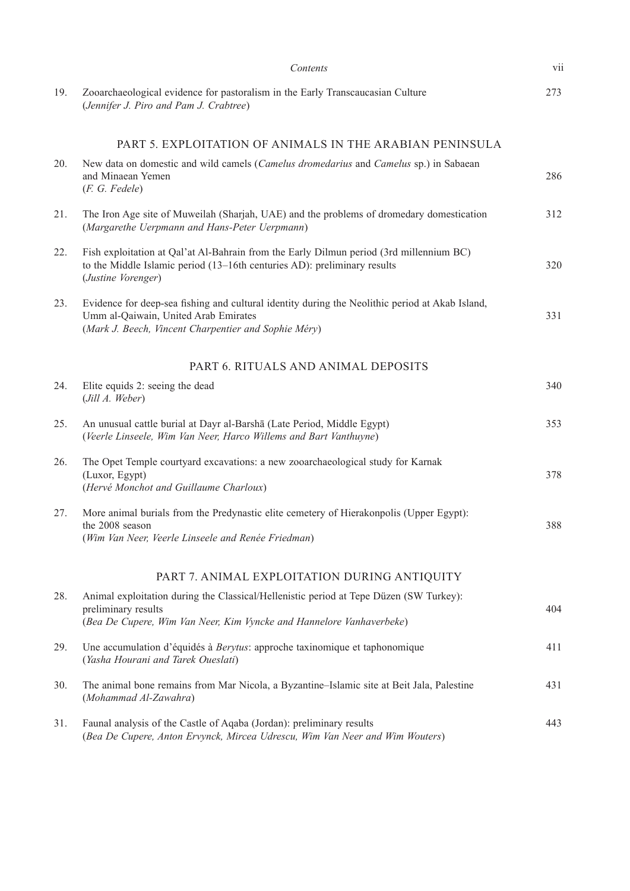19. Zooarchaeological evidence for pastoralism in the Early Transcaucasian Culture (*Jennifer J. Piro and Pam J. Crabtree*) 273

## PART 5. EXPLOITATION OF ANIMALS IN THE ARABIAN PENINSULA

20. New data on domestic and wild camels (*Camelus dromedarius* and *Camelus* sp.) in Sabaean and Minaean Yemen (*F. G. Fedele*) 286

21. The Iron Age site of Muweilah (Sharjah, UAE) and the problems of dromedary domestication (*Margarethe Uerpmann and Hans-Peter Uerpmann*) 312

22. Fish exploitation at Qal'at Al-Bahrain from the Early Dilmun period (3rd millennium BC) to the Middle Islamic period (13–16th centuries AD): preliminary results (*Justine Vorenger*) 320

23. Evidence for deep-sea fishing and cultural identity during the Neolithic period at Akab Island, Umm al-Qaiwain, United Arab Emirates (*Mark J. Beech, Vincent Charpentier and Sophie Méry*) 331

## PART 6. RITUALS AND ANIMAL DEPOSITS

24. Elite equids 2: seeing the dead (*Jill A. Weber*) 340

25. An unusual cattle burial at Dayr al-Barshā (Late Period, Middle Egypt) (*Veerle Linseele, Wim Van Neer, Harco Willems and Bart Vanthuyne*) 353

26. The Opet Temple courtyard excavations: a new zooarchaeological study for Karnak (Luxor, Egypt) (*Hervé Monchot and Guillaume Charloux*) 378

27. More animal burials from the Predynastic elite cemetery of Hierakonpolis (Upper Egypt): the 2008 season (*Wim Van Neer, Veerle Linseele and Renée Friedman*) 388

## PART 7. ANIMAL EXPLOITATION DURING ANTIQUITY

28. Animal exploitation during the Classical/Hellenistic period at Tepe Düzen (SW Turkey): preliminary results (*Bea De Cupere, Wim Van Neer, Kim Vyncke and Hannelore Vanhaverbeke*) 404

29. Une accumulation d'équidés à *Berytus*: approche taxinomique et taphonomique (*Yasha Hourani and Tarek Oueslati*) 411

30. The animal bone remains from Mar Nicola, a Byzantine–Islamic site at Beit Jala, Palestine (*Mohammad Al-Zawahra*) 431

31. Faunal analysis of the Castle of Aqaba (Jordan): preliminary results (*Bea De Cupere, Anton Ervynck, Mircea Udrescu, Wim Van Neer and Wim Wouters*) 443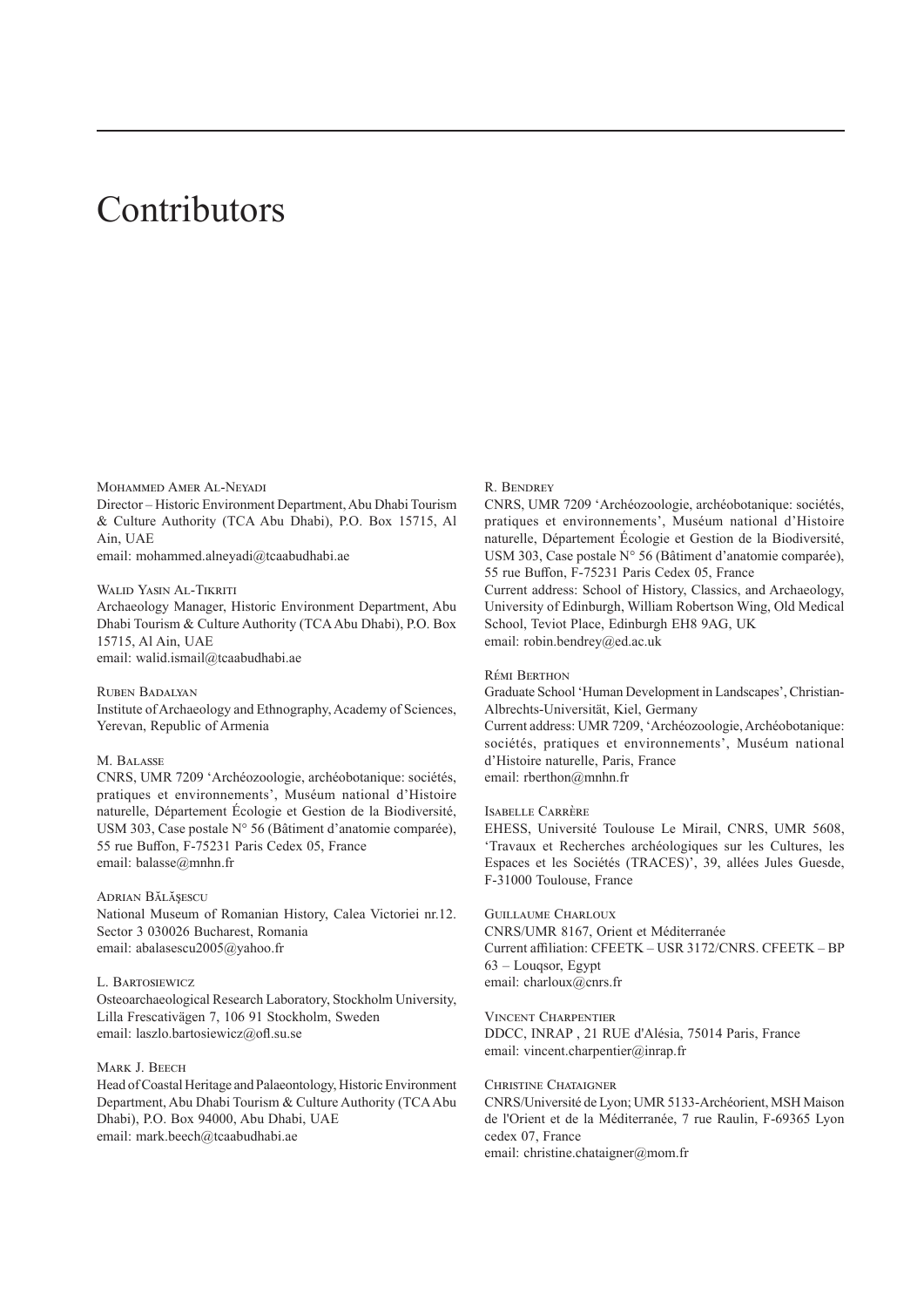# Contributors

Mohammed Amer Al-Neyadi
Director – Historic Environment Department, Abu Dhabi Tourism & Culture Authority (TCA Abu Dhabi), P.O. Box 15715, Al Ain, UAE
email: mohammed.alneyadi@tcaabudhabi.ae

Walid Yasin Al-Tikriti
Archaeology Manager, Historic Environment Department, Abu Dhabi Tourism & Culture Authority (TCA Abu Dhabi), P.O. Box 15715, Al Ain, UAE
email: walid.ismail@tcaabudhabi.ae

Ruben Badalyan
Institute of Archaeology and Ethnography, Academy of Sciences, Yerevan, Republic of Armenia

M. Balasse
CNRS, UMR 7209 'Archéozoologie, archéobotanique: sociétés, pratiques et environnements', Muséum national d'Histoire naturelle, Département Écologie et Gestion de la Biodiversité, USM 303, Case postale N° 56 (Bâtiment d'anatomie comparée), 55 rue Buffon, F-75231 Paris Cedex 05, France
email: balasse@mnhn.fr

Adrian Bălăşescu
National Museum of Romanian History, Calea Victoriei nr.12. Sector 3 030026 Bucharest, Romania
email: abalasescu2005@yahoo.fr

L. Bartosiewicz
Osteoarchaeological Research Laboratory, Stockholm University, Lilla Frescativägen 7, 106 91 Stockholm, Sweden
email: laszlo.bartosiewicz@ofl.su.se

Mark J. Beech
Head of Coastal Heritage and Palaeontology, Historic Environment Department, Abu Dhabi Tourism & Culture Authority (TCA Abu Dhabi), P.O. Box 94000, Abu Dhabi, UAE
email: mark.beech@tcaabudhabi.ae

R. Bendrey
CNRS, UMR 7209 'Archéozoologie, archéobotanique: sociétés, pratiques et environnements', Muséum national d'Histoire naturelle, Département Écologie et Gestion de la Biodiversité, USM 303, Case postale N° 56 (Bâtiment d'anatomie comparée), 55 rue Buffon, F-75231 Paris Cedex 05, France
Current address: School of History, Classics, and Archaeology, University of Edinburgh, William Robertson Wing, Old Medical School, Teviot Place, Edinburgh EH8 9AG, UK
email: robin.bendrey@ed.ac.uk

Rémi Berthon
Graduate School 'Human Development in Landscapes', Christian-Albrechts-Universität, Kiel, Germany
Current address: UMR 7209, 'Archéozoologie, Archéobotanique: sociétés, pratiques et environnements', Muséum national d'Histoire naturelle, Paris, France
email: rberthon@mnhn.fr

Isabelle Carrère
EHESS, Université Toulouse Le Mirail, CNRS, UMR 5608, 'Travaux et Recherches archéologiques sur les Cultures, les Espaces et les Sociétés (TRACES)', 39, allées Jules Guesde, F-31000 Toulouse, France

Guillaume Charloux
CNRS/UMR 8167, Orient et Méditerranée
Current affiliation: CFEETK – USR 3172/CNRS. CFEETK – BP 63 – Louqsor, Egypt
email: charloux@cnrs.fr

Vincent Charpentier
DDCC, INRAP , 21 RUE d'Alésia, 75014 Paris, France
email: vincent.charpentier@inrap.fr

Christine Chataigner
CNRS/Université de Lyon; UMR 5133-Archéorient, MSH Maison de l'Orient et de la Méditerranée, 7 rue Raulin, F-69365 Lyon cedex 07, France
email: christine.chataigner@mom.fr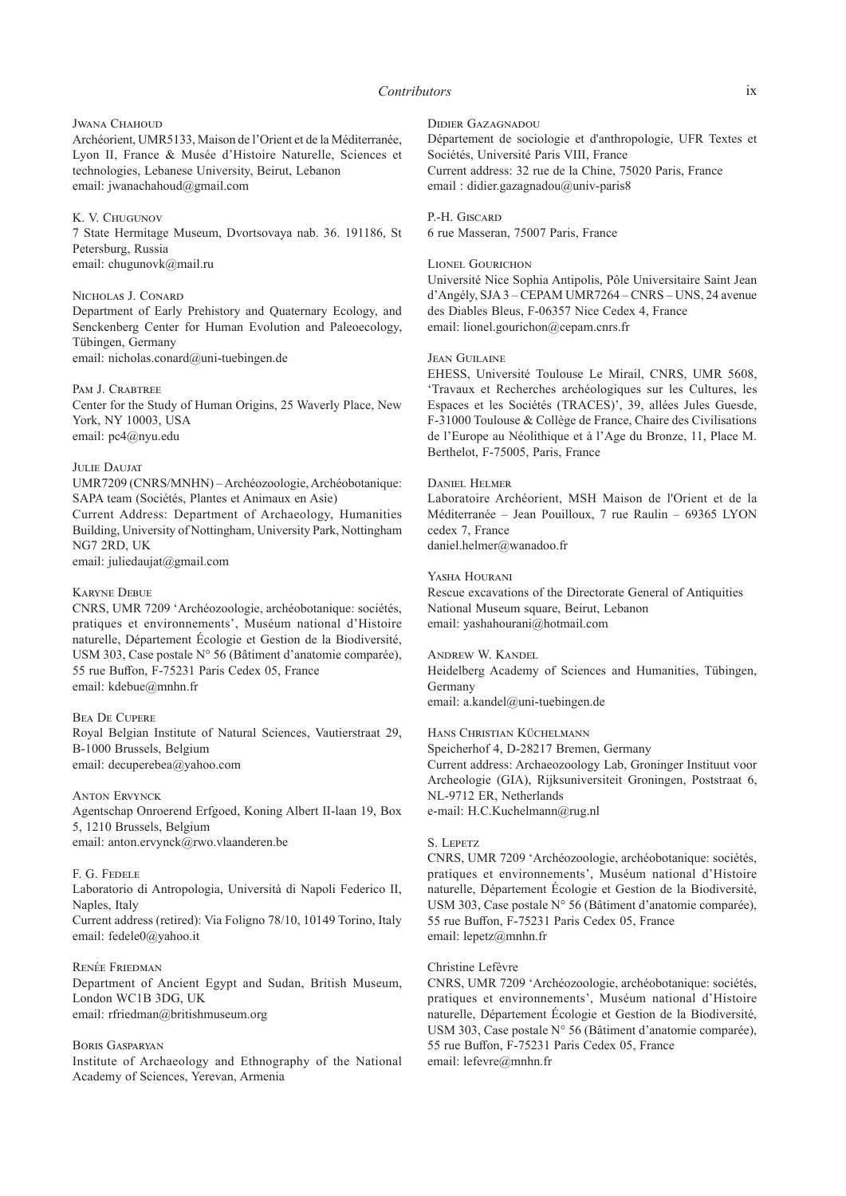Jwana Chahoud
Archéorient, UMR5133, Maison de l'Orient et de la Méditerranée, Lyon II, France & Musée d'Histoire Naturelle, Sciences et technologies, Lebanese University, Beirut, Lebanon
email: jwanachahoud@gmail.com

K. V. Chugunov
7 State Hermitage Museum, Dvortsovaya nab. 36. 191186, St Petersburg, Russia
email: chugunovk@mail.ru

Nicholas J. Conard
Department of Early Prehistory and Quaternary Ecology, and Senckenberg Center for Human Evolution and Paleoecology, Tübingen, Germany
email: nicholas.conard@uni-tuebingen.de

Pam J. Crabtree
Center for the Study of Human Origins, 25 Waverly Place, New York, NY 10003, USA
email: pc4@nyu.edu

Julie Daujat
UMR7209 (CNRS/MNHN) – Archéozoologie, Archéobotanique: SAPA team (Sociétés, Plantes et Animaux en Asie)
Current Address: Department of Archaeology, Humanities Building, University of Nottingham, University Park, Nottingham NG7 2RD, UK
email: juliedaujat@gmail.com

Karyne Debue
CNRS, UMR 7209 'Archéozoologie, archéobotanique: sociétés, pratiques et environnements', Muséum national d'Histoire naturelle, Département Écologie et Gestion de la Biodiversité, USM 303, Case postale N° 56 (Bâtiment d'anatomie comparée), 55 rue Buffon, F-75231 Paris Cedex 05, France
email: kdebue@mnhn.fr

Bea De Cupere
Royal Belgian Institute of Natural Sciences, Vautierstraat 29, B-1000 Brussels, Belgium
email: decuperebea@yahoo.com

Anton Ervynck
Agentschap Onroerend Erfgoed, Koning Albert II-laan 19, Box 5, 1210 Brussels, Belgium
email: anton.ervynck@rwo.vlaanderen.be

F. G. Fedele
Laboratorio di Antropologia, Università di Napoli Federico II, Naples, Italy
Current address (retired): Via Foligno 78/10, 10149 Torino, Italy
email: fedele0@yahoo.it

Renée Friedman
Department of Ancient Egypt and Sudan, British Museum, London WC1B 3DG, UK
email: rfriedman@britishmuseum.org

Boris Gasparyan
Institute of Archaeology and Ethnography of the National Academy of Sciences, Yerevan, Armenia

Didier Gazagnadou
Département de sociologie et d'anthropologie, UFR Textes et Sociétés, Université Paris VIII, France
Current address: 32 rue de la Chine, 75020 Paris, France
email : didier.gazagnadou@univ-paris8

P.-H. Giscard
6 rue Masseran, 75007 Paris, France

Lionel Gourichon
Université Nice Sophia Antipolis, Pôle Universitaire Saint Jean d'Angély, SJA 3 – CEPAM UMR7264 – CNRS – UNS, 24 avenue des Diables Bleus, F-06357 Nice Cedex 4, France
email: lionel.gourichon@cepam.cnrs.fr

Jean Guilaine
EHESS, Université Toulouse Le Mirail, CNRS, UMR 5608, 'Travaux et Recherches archéologiques sur les Cultures, les Espaces et les Sociétés (TRACES)', 39, allées Jules Guesde, F-31000 Toulouse & Collège de France, Chaire des Civilisations de l'Europe au Néolithique et à l'Age du Bronze, 11, Place M. Berthelot, F-75005, Paris, France

Daniel Helmer
Laboratoire Archéorient, MSH Maison de l'Orient et de la Méditerranée – Jean Pouilloux, 7 rue Raulin – 69365 LYON cedex 7, France
daniel.helmer@wanadoo.fr

Yasha Hourani
Rescue excavations of the Directorate General of Antiquities National Museum square, Beirut, Lebanon
email: yashahourani@hotmail.com

Andrew W. Kandel
Heidelberg Academy of Sciences and Humanities, Tübingen, Germany
email: a.kandel@uni-tuebingen.de

Hans Christian Küchelmann
Speicherhof 4, D-28217 Bremen, Germany
Current address: Archaeozoology Lab, Groninger Instituut voor Archeologie (GIA), Rijksuniversiteit Groningen, Poststraat 6, NL-9712 ER, Netherlands
e-mail: H.C.Kuchelmann@rug.nl

S. Lepetz
CNRS, UMR 7209 'Archéozoologie, archéobotanique: sociétés, pratiques et environnements', Muséum national d'Histoire naturelle, Département Écologie et Gestion de la Biodiversité, USM 303, Case postale N° 56 (Bâtiment d'anatomie comparée), 55 rue Buffon, F-75231 Paris Cedex 05, France
email: lepetz@mnhn.fr

Christine Lefèvre
CNRS, UMR 7209 'Archéozoologie, archéobotanique: sociétés, pratiques et environnements', Muséum national d'Histoire naturelle, Département Écologie et Gestion de la Biodiversité, USM 303, Case postale N° 56 (Bâtiment d'anatomie comparée), 55 rue Buffon, F-75231 Paris Cedex 05, France
email: lefevre@mnhn.fr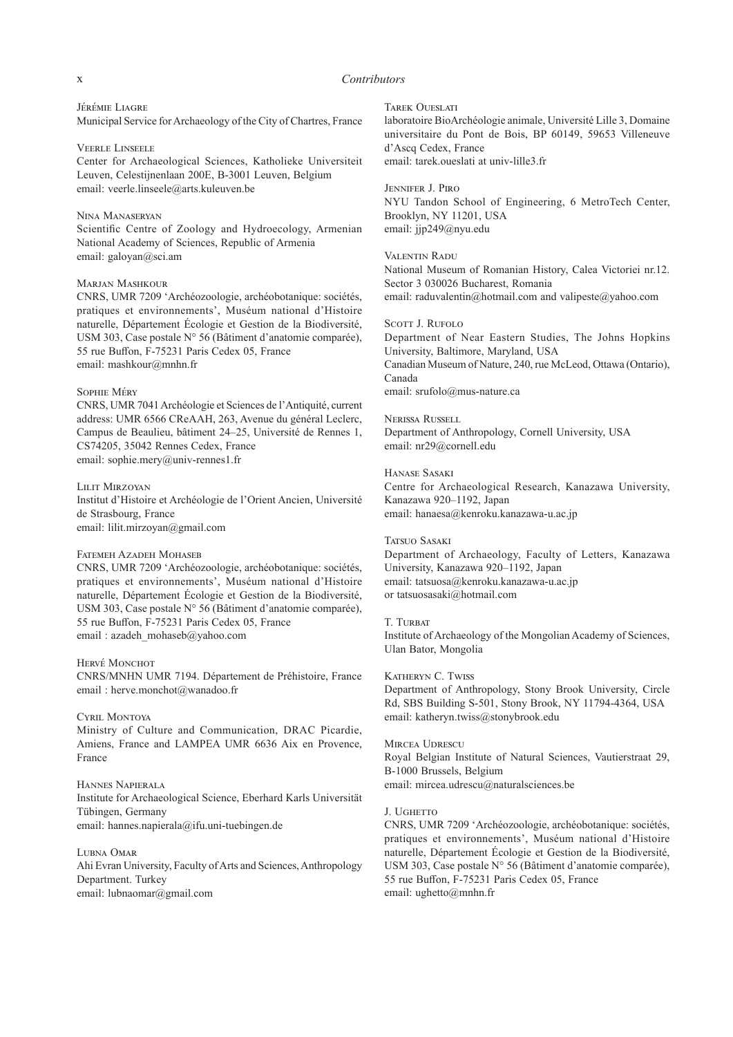Jérémie Liagre
Municipal Service for Archaeology of the City of Chartres, France

Veerle Linseele
Center for Archaeological Sciences, Katholieke Universiteit Leuven, Celestijnenlaan 200E, B-3001 Leuven, Belgium
email: veerle.linseele@arts.kuleuven.be

Nina Manaseryan
Scientific Centre of Zoology and Hydroecology, Armenian National Academy of Sciences, Republic of Armenia
email: galoyan@sci.am

Marjan Mashkour
CNRS, UMR 7209 'Archéozoologie, archéobotanique: sociétés, pratiques et environnements', Muséum national d'Histoire naturelle, Département Écologie et Gestion de la Biodiversité, USM 303, Case postale N° 56 (Bâtiment d'anatomie comparée), 55 rue Buffon, F-75231 Paris Cedex 05, France
email: mashkour@mnhn.fr

Sophie Méry
CNRS, UMR 7041 Archéologie et Sciences de l'Antiquité, current address: UMR 6566 CReAAH, 263, Avenue du général Leclerc, Campus de Beaulieu, bâtiment 24–25, Université de Rennes 1, CS74205, 35042 Rennes Cedex, France
email: sophie.mery@univ-rennes1.fr

Lilit Mirzoyan
Institut d'Histoire et Archéologie de l'Orient Ancien, Université de Strasbourg, France
email: lilit.mirzoyan@gmail.com

Fatemeh Azadeh Mohaseb
CNRS, UMR 7209 'Archéozoologie, archéobotanique: sociétés, pratiques et environnements', Muséum national d'Histoire naturelle, Département Écologie et Gestion de la Biodiversité, USM 303, Case postale N° 56 (Bâtiment d'anatomie comparée), 55 rue Buffon, F-75231 Paris Cedex 05, France
email : azadeh_mohaseb@yahoo.com

Hervé Monchot
CNRS/MNHN UMR 7194. Département de Préhistoire, France
email : herve.monchot@wanadoo.fr

Cyril Montoya
Ministry of Culture and Communication, DRAC Picardie, Amiens, France and LAMPEA UMR 6636 Aix en Provence, France

Hannes Napierala
Institute for Archaeological Science, Eberhard Karls Universität Tübingen, Germany
email: hannes.napierala@ifu.uni-tuebingen.de

Lubna Omar
Ahi Evran University, Faculty of Arts and Sciences, Anthropology Department. Turkey
email: lubnaomar@gmail.com

Tarek Oueslati
laboratoire BioArchéologie animale, Université Lille 3, Domaine universitaire du Pont de Bois, BP 60149, 59653 Villeneuve d'Ascq Cedex, France
email: tarek.oueslati at univ-lille3.fr

Jennifer J. Piro
NYU Tandon School of Engineering, 6 MetroTech Center, Brooklyn, NY 11201, USA
email: jjp249@nyu.edu

Valentin Radu
National Museum of Romanian History, Calea Victoriei nr.12. Sector 3 030026 Bucharest, Romania
email: raduvalentin@hotmail.com and valipeste@yahoo.com

Scott J. Rufolo
Department of Near Eastern Studies, The Johns Hopkins University, Baltimore, Maryland, USA
Canadian Museum of Nature, 240, rue McLeod, Ottawa (Ontario), Canada
email: srufolo@mus-nature.ca

Nerissa Russell
Department of Anthropology, Cornell University, USA
email: nr29@cornell.edu

Hanase Sasaki
Centre for Archaeological Research, Kanazawa University, Kanazawa 920–1192, Japan
email: hanaesa@kenroku.kanazawa-u.ac.jp

Tatsuo Sasaki
Department of Archaeology, Faculty of Letters, Kanazawa University, Kanazawa 920–1192, Japan
email: tatsuosa@kenroku.kanazawa-u.ac.jp
or tatsuosasaki@hotmail.com

T. Turbat
Institute of Archaeology of the Mongolian Academy of Sciences, Ulan Bator, Mongolia

Katheryn C. Twiss
Department of Anthropology, Stony Brook University, Circle Rd, SBS Building S-501, Stony Brook, NY 11794-4364, USA
email: katheryn.twiss@stonybrook.edu

Mircea Udrescu
Royal Belgian Institute of Natural Sciences, Vautierstraat 29, B-1000 Brussels, Belgium
email: mircea.udrescu@naturalsciences.be

J. Ughetto
CNRS, UMR 7209 'Archéozoologie, archéobotanique: sociétés, pratiques et environnements', Muséum national d'Histoire naturelle, Département Écologie et Gestion de la Biodiversité, USM 303, Case postale N° 56 (Bâtiment d'anatomie comparée), 55 rue Buffon, F-75231 Paris Cedex 05, France
email: ughetto@mnhn.fr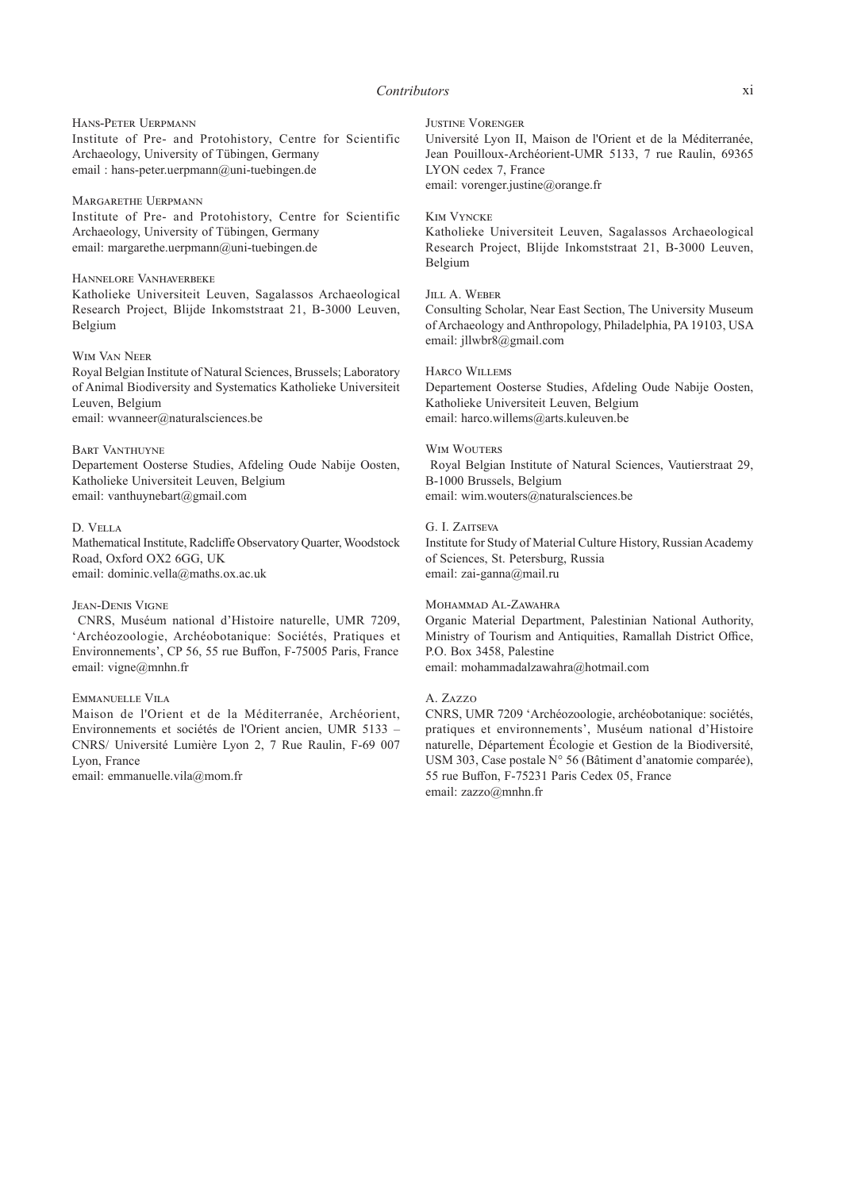Hans-Peter Uerpmann
Institute of Pre- and Protohistory, Centre for Scientific Archaeology, University of Tübingen, Germany
email : hans-peter.uerpmann@uni-tuebingen.de

Margarethe Uerpmann
Institute of Pre- and Protohistory, Centre for Scientific Archaeology, University of Tübingen, Germany
email: margarethe.uerpmann@uni-tuebingen.de

Hannelore Vanhaverbeke
Katholieke Universiteit Leuven, Sagalassos Archaeological Research Project, Blijde Inkomststraat 21, B-3000 Leuven, Belgium

Wim Van Neer
Royal Belgian Institute of Natural Sciences, Brussels; Laboratory of Animal Biodiversity and Systematics Katholieke Universiteit Leuven, Belgium
email: wvanneer@naturalsciences.be

Bart Vanthuyne
Departement Oosterse Studies, Afdeling Oude Nabije Oosten, Katholieke Universiteit Leuven, Belgium
email: vanthuynebart@gmail.com

D. Vella
Mathematical Institute, Radcliffe Observatory Quarter, Woodstock Road, Oxford OX2 6GG, UK
email: dominic.vella@maths.ox.ac.uk

Jean-Denis Vigne
CNRS, Muséum national d'Histoire naturelle, UMR 7209, 'Archéozoologie, Archéobotanique: Sociétés, Pratiques et Environnements', CP 56, 55 rue Buffon, F-75005 Paris, France
email: vigne@mnhn.fr

Emmanuelle Vila
Maison de l'Orient et de la Méditerranée, Archéorient, Environnements et sociétés de l'Orient ancien, UMR 5133 – CNRS/ Université Lumière Lyon 2, 7 Rue Raulin, F-69 007 Lyon, France
email: emmanuelle.vila@mom.fr

Justine Vorenger
Université Lyon II, Maison de l'Orient et de la Méditerranée, Jean Pouilloux-Archéorient-UMR 5133, 7 rue Raulin, 69365 LYON cedex 7, France
email: vorenger.justine@orange.fr

Kim Vyncke
Katholieke Universiteit Leuven, Sagalassos Archaeological Research Project, Blijde Inkomststraat 21, B-3000 Leuven, Belgium

Jill A. Weber
Consulting Scholar, Near East Section, The University Museum of Archaeology and Anthropology, Philadelphia, PA 19103, USA
email: jllwbr8@gmail.com

Harco Willems
Departement Oosterse Studies, Afdeling Oude Nabije Oosten, Katholieke Universiteit Leuven, Belgium
email: harco.willems@arts.kuleuven.be

Wim Wouters
Royal Belgian Institute of Natural Sciences, Vautierstraat 29, B-1000 Brussels, Belgium
email: wim.wouters@naturalsciences.be

G. I. Zaitseva
Institute for Study of Material Culture History, Russian Academy of Sciences, St. Petersburg, Russia
email: zai-ganna@mail.ru

Mohammad Al-Zawahra
Organic Material Department, Palestinian National Authority, Ministry of Tourism and Antiquities, Ramallah District Office, P.O. Box 3458, Palestine
email: mohammadalzawahra@hotmail.com

A. Zazzo
CNRS, UMR 7209 'Archéozoologie, archéobotanique: sociétés, pratiques et environnements', Muséum national d'Histoire naturelle, Département Écologie et Gestion de la Biodiversité, USM 303, Case postale N° 56 (Bâtiment d'anatomie comparée), 55 rue Buffon, F-75231 Paris Cedex 05, France
email: zazzo@mnhn.fr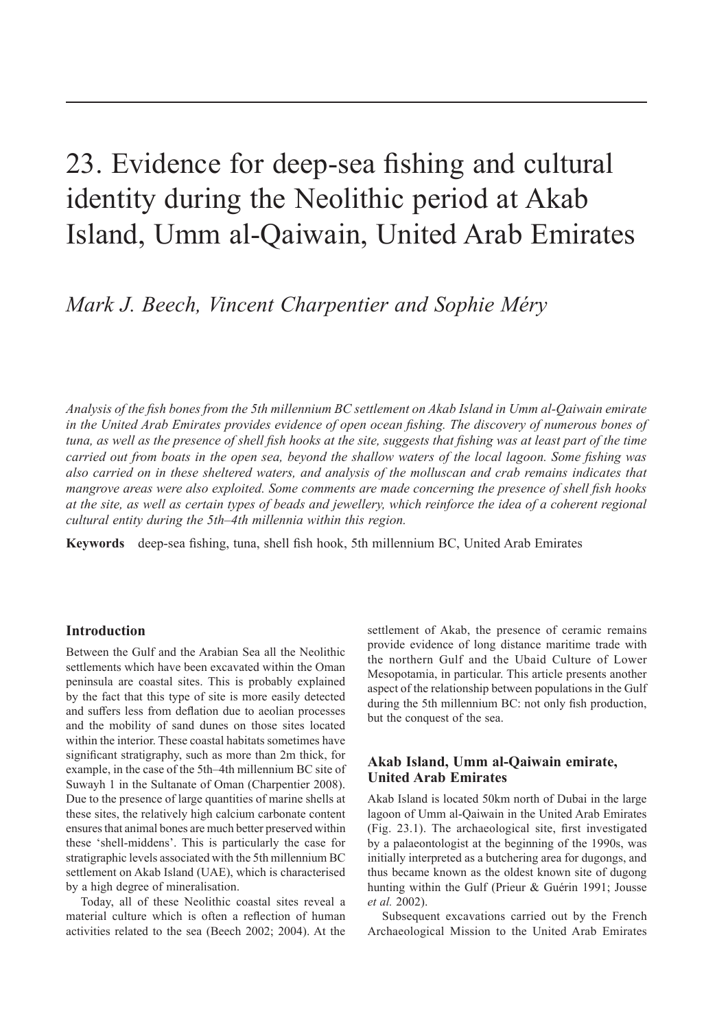# 23. Evidence for deep-sea fishing and cultural identity during the Neolithic period at Akab Island, Umm al-Qaiwain, United Arab Emirates

*Mark J. Beech, Vincent Charpentier and Sophie Méry*

*Analysis of the fish bones from the 5th millennium BC settlement on Akab Island in Umm al-Qaiwain emirate in the United Arab Emirates provides evidence of open ocean fishing. The discovery of numerous bones of tuna, as well as the presence of shell fish hooks at the site, suggests that fishing was at least part of the time carried out from boats in the open sea, beyond the shallow waters of the local lagoon. Some fishing was also carried on in these sheltered waters, and analysis of the molluscan and crab remains indicates that mangrove areas were also exploited. Some comments are made concerning the presence of shell fish hooks at the site, as well as certain types of beads and jewellery, which reinforce the idea of a coherent regional cultural entity during the 5th–4th millennia within this region.*

**Keywords** deep-sea fishing, tuna, shell fish hook, 5th millennium BC, United Arab Emirates

## Introduction

Between the Gulf and the Arabian Sea all the Neolithic settlements which have been excavated within the Oman peninsula are coastal sites. This is probably explained by the fact that this type of site is more easily detected and suffers less from deflation due to aeolian processes and the mobility of sand dunes on those sites located within the interior. These coastal habitats sometimes have significant stratigraphy, such as more than 2m thick, for example, in the case of the 5th–4th millennium BC site of Suwayh 1 in the Sultanate of Oman (Charpentier 2008). Due to the presence of large quantities of marine shells at these sites, the relatively high calcium carbonate content ensures that animal bones are much better preserved within these 'shell-middens'. This is particularly the case for stratigraphic levels associated with the 5th millennium BC settlement on Akab Island (UAE), which is characterised by a high degree of mineralisation.

Today, all of these Neolithic coastal sites reveal a material culture which is often a reflection of human activities related to the sea (Beech 2002; 2004). At the settlement of Akab, the presence of ceramic remains provide evidence of long distance maritime trade with the northern Gulf and the Ubaid Culture of Lower Mesopotamia, in particular. This article presents another aspect of the relationship between populations in the Gulf during the 5th millennium BC: not only fish production, but the conquest of the sea.

## Akab Island, Umm al-Qaiwain emirate, United Arab Emirates

Akab Island is located 50km north of Dubai in the large lagoon of Umm al-Qaiwain in the United Arab Emirates (Fig. 23.1). The archaeological site, first investigated by a palaeontologist at the beginning of the 1990s, was initially interpreted as a butchering area for dugongs, and thus became known as the oldest known site of dugong hunting within the Gulf (Prieur & Guérin 1991; Jousse *et al.* 2002).

Subsequent excavations carried out by the French Archaeological Mission to the United Arab Emirates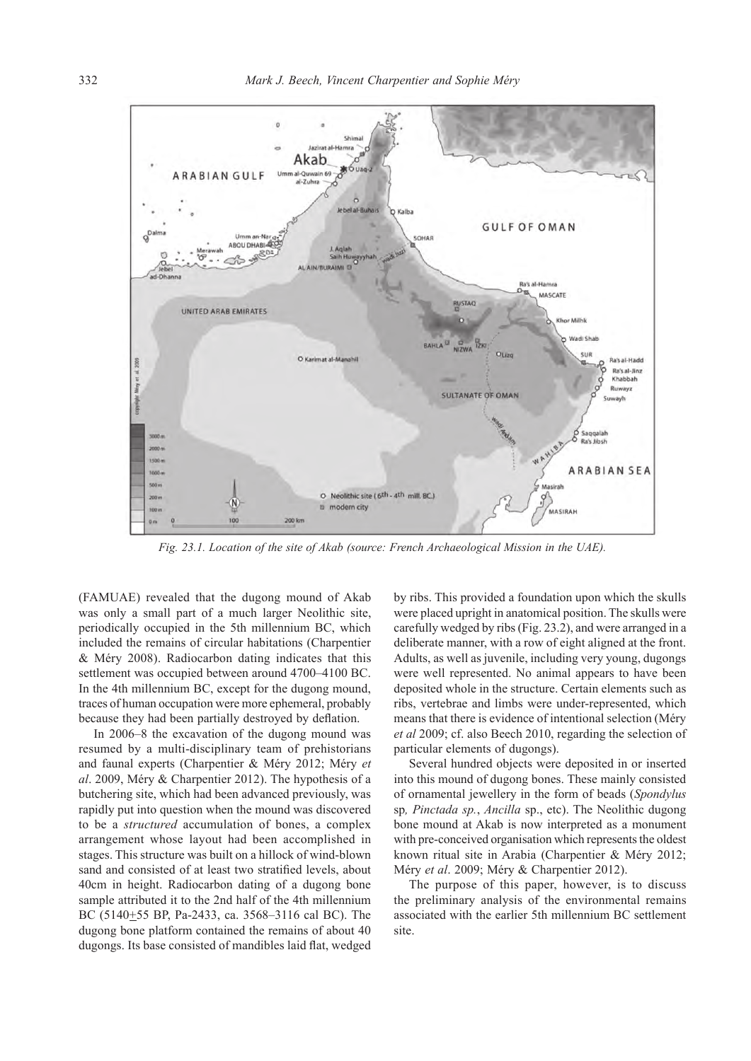*Fig. 23.1. Location of the site of Akab (source: French Archaeological Mission in the UAE).*

(FAMUAE) revealed that the dugong mound of Akab was only a small part of a much larger Neolithic site, periodically occupied in the 5th millennium BC, which included the remains of circular habitations (Charpentier & Méry 2008). Radiocarbon dating indicates that this settlement was occupied between around 4700–4100 BC. In the 4th millennium BC, except for the dugong mound, traces of human occupation were more ephemeral, probably because they had been partially destroyed by deflation.

In 2006–8 the excavation of the dugong mound was resumed by a multi-disciplinary team of prehistorians and faunal experts (Charpentier & Méry 2012; Méry *et al*. 2009, Méry & Charpentier 2012). The hypothesis of a butchering site, which had been advanced previously, was rapidly put into question when the mound was discovered to be a *structured* accumulation of bones, a complex arrangement whose layout had been accomplished in stages. This structure was built on a hillock of wind-blown sand and consisted of at least two stratified levels, about 40cm in height. Radiocarbon dating of a dugong bone sample attributed it to the 2nd half of the 4th millennium BC (5140±55 BP, Pa-2433, ca. 3568–3116 cal BC). The dugong bone platform contained the remains of about 40 dugongs. Its base consisted of mandibles laid flat, wedged by ribs. This provided a foundation upon which the skulls were placed upright in anatomical position. The skulls were carefully wedged by ribs (Fig. 23.2), and were arranged in a deliberate manner, with a row of eight aligned at the front. Adults, as well as juvenile, including very young, dugongs were well represented. No animal appears to have been deposited whole in the structure. Certain elements such as ribs, vertebrae and limbs were under-represented, which means that there is evidence of intentional selection (Méry *et al* 2009; cf. also Beech 2010, regarding the selection of particular elements of dugongs).

Several hundred objects were deposited in or inserted into this mound of dugong bones. These mainly consisted of ornamental jewellery in the form of beads (*Spondylus* sp*, Pinctada sp.*, *Ancilla* sp., etc). The Neolithic dugong bone mound at Akab is now interpreted as a monument with pre-conceived organisation which represents the oldest known ritual site in Arabia (Charpentier & Méry 2012; Méry *et al*. 2009; Méry & Charpentier 2012).

The purpose of this paper, however, is to discuss the preliminary analysis of the environmental remains associated with the earlier 5th millennium BC settlement site.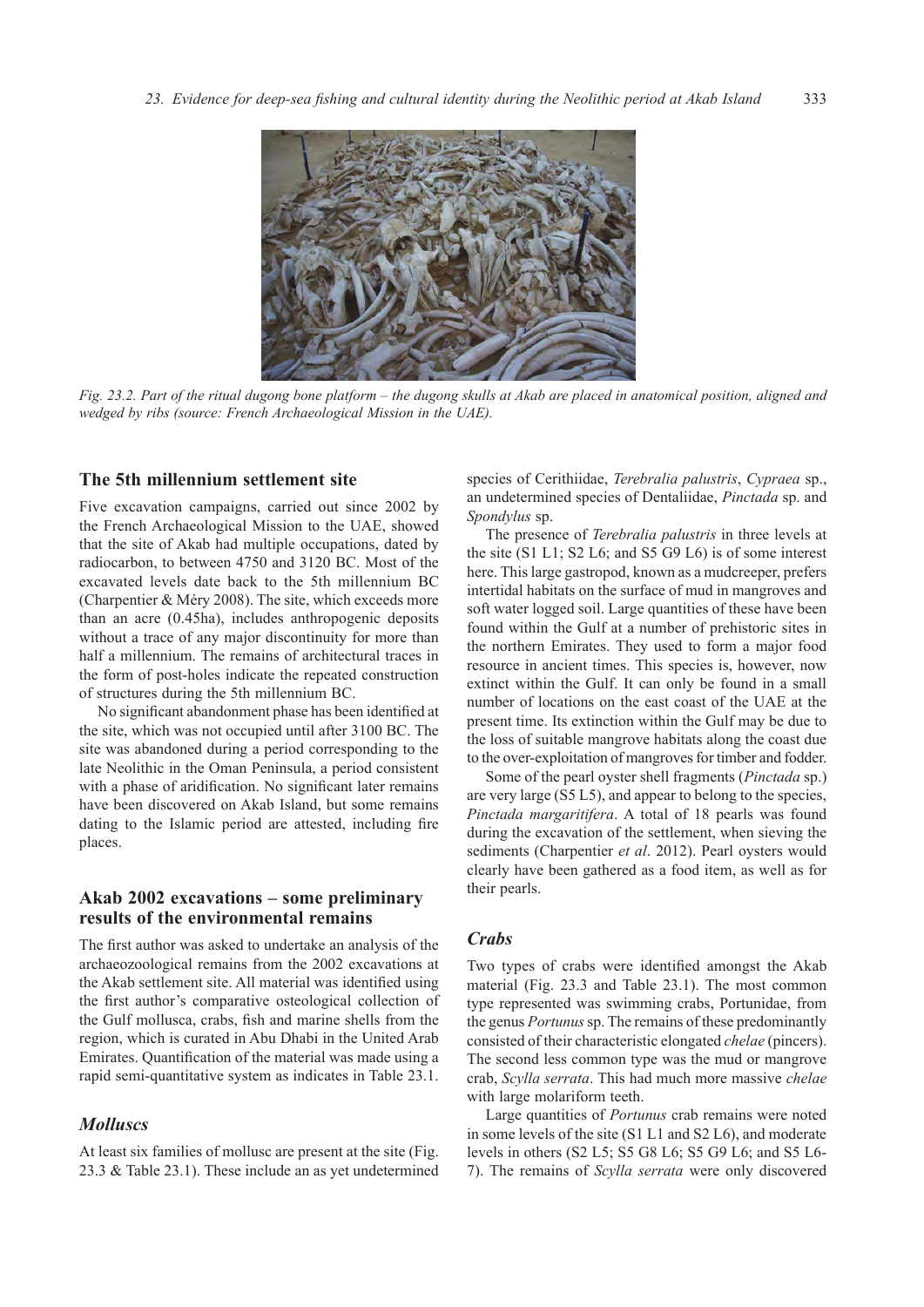Fig. 23.2. Part of the ritual dugong bone platform – the dugong skulls at Akab are placed in anatomical position, aligned and wedged by ribs (source: French Archaeological Mission in the UAE).

## The 5th millennium settlement site

Five excavation campaigns, carried out since 2002 by the French Archaeological Mission to the UAE, showed that the site of Akab had multiple occupations, dated by radiocarbon, to between 4750 and 3120 BC. Most of the excavated levels date back to the 5th millennium BC (Charpentier & Méry 2008). The site, which exceeds more than an acre (0.45ha), includes anthropogenic deposits without a trace of any major discontinuity for more than half a millennium. The remains of architectural traces in the form of post-holes indicate the repeated construction of structures during the 5th millennium BC.

No significant abandonment phase has been identified at the site, which was not occupied until after 3100 BC. The site was abandoned during a period corresponding to the late Neolithic in the Oman Peninsula, a period consistent with a phase of aridification. No significant later remains have been discovered on Akab Island, but some remains dating to the Islamic period are attested, including fire places.

## Akab 2002 excavations – some preliminary results of the environmental remains

The first author was asked to undertake an analysis of the archaeozoological remains from the 2002 excavations at the Akab settlement site. All material was identified using the first author's comparative osteological collection of the Gulf mollusca, crabs, fish and marine shells from the region, which is curated in Abu Dhabi in the United Arab Emirates. Quantification of the material was made using a rapid semi-quantitative system as indicates in Table 23.1.

### *Molluscs*

At least six families of mollusc are present at the site (Fig. 23.3 & Table 23.1). These include an as yet undetermined species of Cerithiidae, *Terebralia palustris*, *Cypraea* sp., an undetermined species of Dentaliidae, *Pinctada* sp. and *Spondylus* sp.

The presence of *Terebralia palustris* in three levels at the site (S1 L1; S2 L6; and S5 G9 L6) is of some interest here. This large gastropod, known as a mudcreeper, prefers intertidal habitats on the surface of mud in mangroves and soft water logged soil. Large quantities of these have been found within the Gulf at a number of prehistoric sites in the northern Emirates. They used to form a major food resource in ancient times. This species is, however, now extinct within the Gulf. It can only be found in a small number of locations on the east coast of the UAE at the present time. Its extinction within the Gulf may be due to the loss of suitable mangrove habitats along the coast due to the over-exploitation of mangroves for timber and fodder.

Some of the pearl oyster shell fragments (*Pinctada* sp.) are very large (S5 L5), and appear to belong to the species, *Pinctada margaritifera*. A total of 18 pearls was found during the excavation of the settlement, when sieving the sediments (Charpentier *et al*. 2012). Pearl oysters would clearly have been gathered as a food item, as well as for their pearls.

### *Crabs*

Two types of crabs were identified amongst the Akab material (Fig. 23.3 and Table 23.1). The most common type represented was swimming crabs, Portunidae, from the genus *Portunus* sp. The remains of these predominantly consisted of their characteristic elongated *chelae* (pincers). The second less common type was the mud or mangrove crab, *Scylla serrata*. This had much more massive *chelae* with large molariform teeth.

Large quantities of *Portunus* crab remains were noted in some levels of the site (S1 L1 and S2 L6), and moderate levels in others (S2 L5; S5 G8 L6; S5 G9 L6; and S5 L6-7). The remains of *Scylla serrata* were only discovered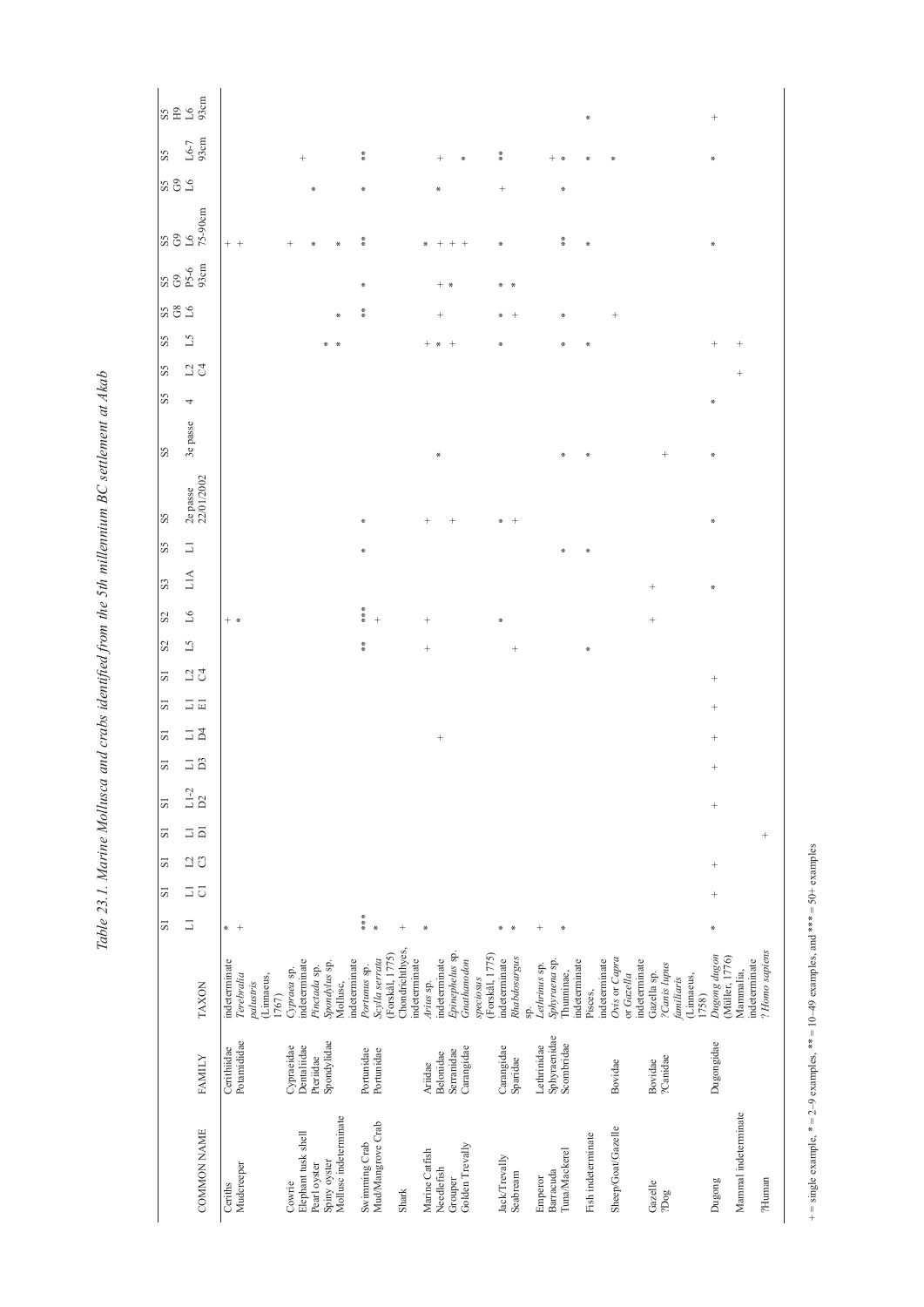*Table 23.1. Marine Mollusca and crabs identified from the 5th millennium BC settlement at Akab*

| COMMON NAME | FAMILY | TAXON | S1 L1 | S1 L1 C1 | S1 L2 C3 | S1 L1 D1 | S1 L1-2 D2 | S1 L1 D3 | S1 L1 D4 | S1 L1 E1 | S1 L2 C4 | S2 L5 | S2 L6 | S3 L1A | S5 L1 | S5 2e passe 22/01/2002 | S5 3e passe | S5 4 | S5 L2 C4 | S5 L5 | S5 G8 L6 | S5 G9 P5-6 93cm | S5 G9 L6 75-90cm | S5 G9 L6 | S5 L6-7 93cm | S5 H9 L6 93cm |
|---|---|---|---|---|---|---|---|---|---|---|---|---|---|---|---|---|---|---|---|---|---|---|---|---|---|---|
| Cerithis | Cerithiidae | indeterminate | * | | | | | | | | | | + | | | | | | | | | | + | | | |
| Mudcreeper | Potamididae | *Terebralia palustris* (Linnaeus, 1767) | + | | | | | | | | | | * | | | | | | | | | | + | | | |
| Cowrie | Cypraeidae | *Cypraea* sp. | | | | | | | | | | | | | | | | | | | | | + | | | |
| Elephant tusk shell | Dentaliidae | indeterminate | | | | | | | | | | | | | | | | | | | | | | | + | |
| Pearl oyster | Pteridae | *Pinctada* sp. | | | | | | | | | | | | | | | | | | | | | * | * | | |
| Spiny oyster | Spondylidae | *Spondylus* sp. | | | | | | | | | | | | | | | | | | * | | | | | | |
| Mollusc indeterminate | | Mollusc, indeterminate | | | | | | | | | | | | | | | | | | * | * | | * | | | |
| Swimming Crab | Portunidae | *Portunus* sp. | *** | | | | | | | | | ** | *** | | * | * | | | | | ** | * | ** | * | ** | |
| Mud/Mangrove Crab | Portunidae | *Scylla serrata* (Forskål, 1775) | * | | | | | | | | | | + | | | | | | | | | | | | | |
| Shark | | Chondrichthyes, indeterminate | + | | | | | | | | | | | | | | | | | | | | | | | |
| Marine Catfish | Ariidae | *Arius* sp. | * | | | | | | | | | + | + | | | + | | | | + | | | * | | | |
| Needlefish | Belonidae | indeterminate | | | | | | | + | | | | | | | | * | | | * | + | + | + | * | + | |
| Grouper | Serranidae | *Epinephelus* sp. | | | | | | | | | | | | | | + | | | | + | | * | + | | | |
| Golden Trevally | Carangidae | *Gnathanodon speciosus* (Forskål, 1775) | | | | | | | | | | | | | | | | | | | | | + | | * | |
| Jack/Trevally | Carangidae | indeterminate | * | | | | | | | | | | * | | | * | | | | * | * | * | * | + | ** | |
| Seabream | Sparidae | *Rhabdosargus* sp. | * | | | | | | | | | + | | | | + | | | | | + | * | | | | |
| Emperor | Lethrinidae | *Lethrinus* sp. | + | | | | | | | | | | | | | | | | | | | | | | | |
| Barracuda | Sphyraenidae | *Sphyraena* sp. | | | | | | | | | | | | | | | | | | | | | | | + | |
| Tuna/Mackerel | Scombridae | Thunninae, indeterminate | * | | | | | | | | | | | | * | | * | | | * | * | | ** | * | * | |
| Fish indeterminate | | Pisces, indeterminate | | | | | | | | | | * | | | * | | * | | | * | | | * | | * | * |
| Sheep/Goat/Gazelle | Bovidae | *Ovis* or *Capra* or *Gazella* indeterminate | | | | | | | | | | | | | | | | | | | + | | | | * | |
| Gazelle | Bovidae | *Gazella* sp. | | | | | | | | | | | + | + | | | + | | | | | | | | | |
| ?Dog | ?Canidae | ?*Canis lupus familiaris* (Linnaeus, 1758) | | | | | | | | | | | | | | | | | | | | | | | | |
| Dugong | Dugongidae | *Dugong dugon* (Müller, 1776) | * | + | + | | + | + | + | + | + | | | * | | * | * | * | | + | | | * | | * | + |
| Mammal indeterminate | | Mammalia, indeterminate | | | | | | | | | | | | | | | | | + | + | | | | | | |
| ?Human | | ? *Homo sapiens* | | | | + | | | | | | | | | | | | | | | | | | | | |

+ = single example, * = 2–9 examples, ** = 10–49 examples, and *** = 50+ examples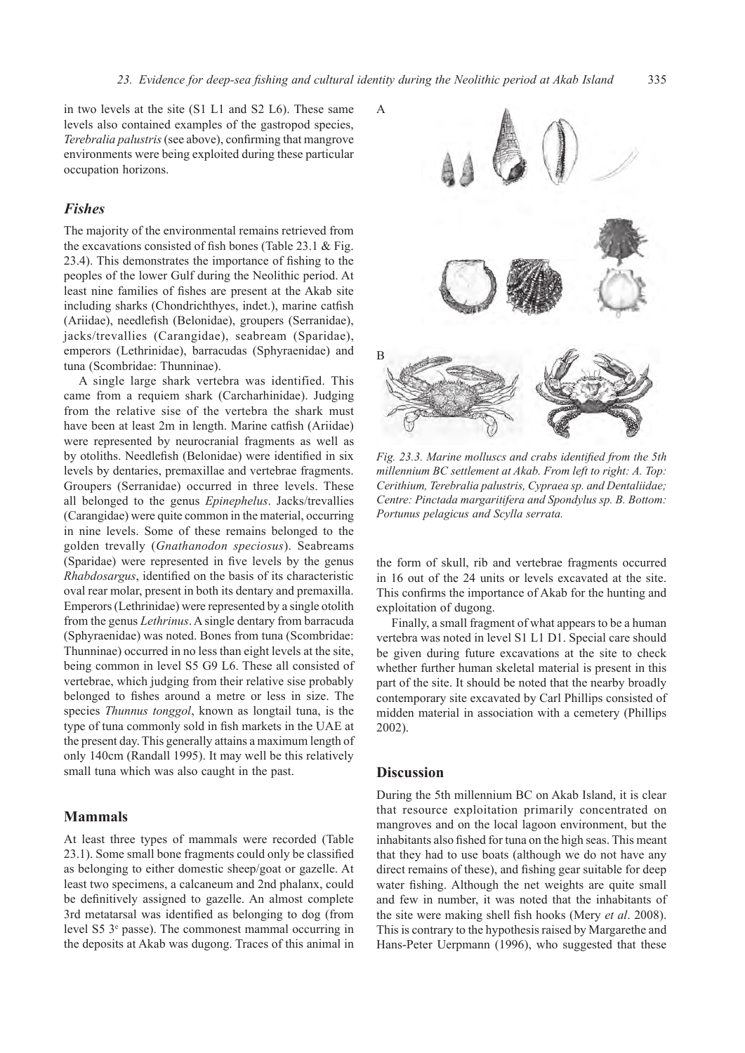in two levels at the site (S1 L1 and S2 L6). These same levels also contained examples of the gastropod species, *Terebralia palustris* (see above), confirming that mangrove environments were being exploited during these particular occupation horizons.

### *Fishes*

The majority of the environmental remains retrieved from the excavations consisted of fish bones (Table 23.1 & Fig. 23.4). This demonstrates the importance of fishing to the peoples of the lower Gulf during the Neolithic period. At least nine families of fishes are present at the Akab site including sharks (Chondrichthyes, indet.), marine catfish (Ariidae), needlefish (Belonidae), groupers (Serranidae), jacks/trevallies (Carangidae), seabream (Sparidae), emperors (Lethrinidae), barracudas (Sphyraenidae) and tuna (Scombridae: Thunninae).

A single large shark vertebra was identified. This came from a requiem shark (Carcharhinidae). Judging from the relative sise of the vertebra the shark must have been at least 2m in length. Marine catfish (Ariidae) were represented by neurocranial fragments as well as by otoliths. Needlefish (Belonidae) were identified in six levels by dentaries, premaxillae and vertebrae fragments. Groupers (Serranidae) occurred in three levels. These all belonged to the genus *Epinephelus*. Jacks/trevallies (Carangidae) were quite common in the material, occurring in nine levels. Some of these remains belonged to the golden trevally (*Gnathanodon speciosus*). Seabreams (Sparidae) were represented in five levels by the genus *Rhabdosargus*, identified on the basis of its characteristic oval rear molar, present in both its dentary and premaxilla. Emperors (Lethrinidae) were represented by a single otolith from the genus *Lethrinus*. A single dentary from barracuda (Sphyraenidae) was noted. Bones from tuna (Scombridae: Thunninae) occurred in no less than eight levels at the site, being common in level S5 G9 L6. These all consisted of vertebrae, which judging from their relative sise probably belonged to fishes around a metre or less in size. The species *Thunnus tonggol*, known as longtail tuna, is the type of tuna commonly sold in fish markets in the UAE at the present day. This generally attains a maximum length of only 140cm (Randall 1995). It may well be this relatively small tuna which was also caught in the past.

## Mammals

At least three types of mammals were recorded (Table 23.1). Some small bone fragments could only be classified as belonging to either domestic sheep/goat or gazelle. At least two specimens, a calcaneum and 2nd phalanx, could be definitively assigned to gazelle. An almost complete 3rd metatarsal was identified as belonging to dog (from level S5 3[e] passe). The commonest mammal occurring in the deposits at Akab was dugong. Traces of this animal in the form of skull, rib and vertebrae fragments occurred in 16 out of the 24 units or levels excavated at the site. This confirms the importance of Akab for the hunting and exploitation of dugong.

Finally, a small fragment of what appears to be a human vertebra was noted in level S1 L1 D1. Special care should be given during future excavations at the site to check whether further human skeletal material is present in this part of the site. It should be noted that the nearby broadly contemporary site excavated by Carl Phillips consisted of midden material in association with a cemetery (Phillips 2002).

*Fig. 23.3. Marine molluscs and crabs identified from the 5th millennium BC settlement at Akab. From left to right: A. Top: Cerithium, Terebralia palustris, Cypraea sp. and Dentaliidae; Centre: Pinctada margaritifera and Spondylus sp. B. Bottom: Portunus pelagicus and Scylla serrata.*

## Discussion

During the 5th millennium BC on Akab Island, it is clear that resource exploitation primarily concentrated on mangroves and on the local lagoon environment, but the inhabitants also fished for tuna on the high seas. This meant that they had to use boats (although we do not have any direct remains of these), and fishing gear suitable for deep water fishing. Although the net weights are quite small and few in number, it was noted that the inhabitants of the site were making shell fish hooks (Mery *et al*. 2008). This is contrary to the hypothesis raised by Margarethe and Hans-Peter Uerpmann (1996), who suggested that these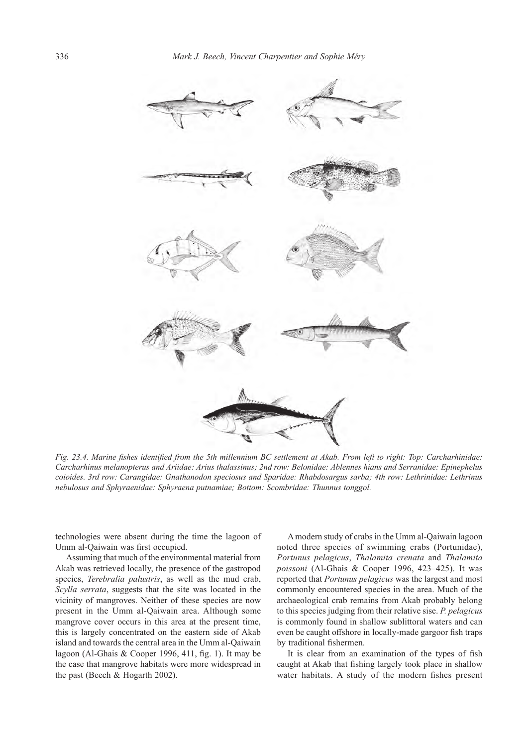*Fig. 23.4. Marine fishes identified from the 5th millennium BC settlement at Akab. From left to right: Top: Carcharhinidae: Carcharhinus melanopterus and Ariidae: Arius thalassinus; 2nd row: Belonidae: Ablennes hians and Serranidae: Epinephelus coioides. 3rd row: Carangidae: Gnathanodon speciosus and Sparidae: Rhabdosargus sarba; 4th row: Lethrinidae: Lethrinus nebulosus and Sphyraenidae: Sphyraena putnamiae; Bottom: Scombridae: Thunnus tonggol.*

technologies were absent during the time the lagoon of Umm al-Qaiwain was first occupied.

Assuming that much of the environmental material from Akab was retrieved locally, the presence of the gastropod species, *Terebralia palustris*, as well as the mud crab, *Scylla serrata*, suggests that the site was located in the vicinity of mangroves. Neither of these species are now present in the Umm al-Qaiwain area. Although some mangrove cover occurs in this area at the present time, this is largely concentrated on the eastern side of Akab island and towards the central area in the Umm al-Qaiwain lagoon (Al-Ghais & Cooper 1996, 411, fig. 1). It may be the case that mangrove habitats were more widespread in the past (Beech & Hogarth 2002).

A modern study of crabs in the Umm al-Qaiwain lagoon noted three species of swimming crabs (Portunidae), *Portunus pelagicus*, *Thalamita crenata* and *Thalamita poissoni* (Al-Ghais & Cooper 1996, 423–425). It was reported that *Portunus pelagicus* was the largest and most commonly encountered species in the area. Much of the archaeological crab remains from Akab probably belong to this species judging from their relative sise. *P. pelagicus* is commonly found in shallow sublittoral waters and can even be caught offshore in locally-made gargoor fish traps by traditional fishermen.

It is clear from an examination of the types of fish caught at Akab that fishing largely took place in shallow water habitats. A study of the modern fishes present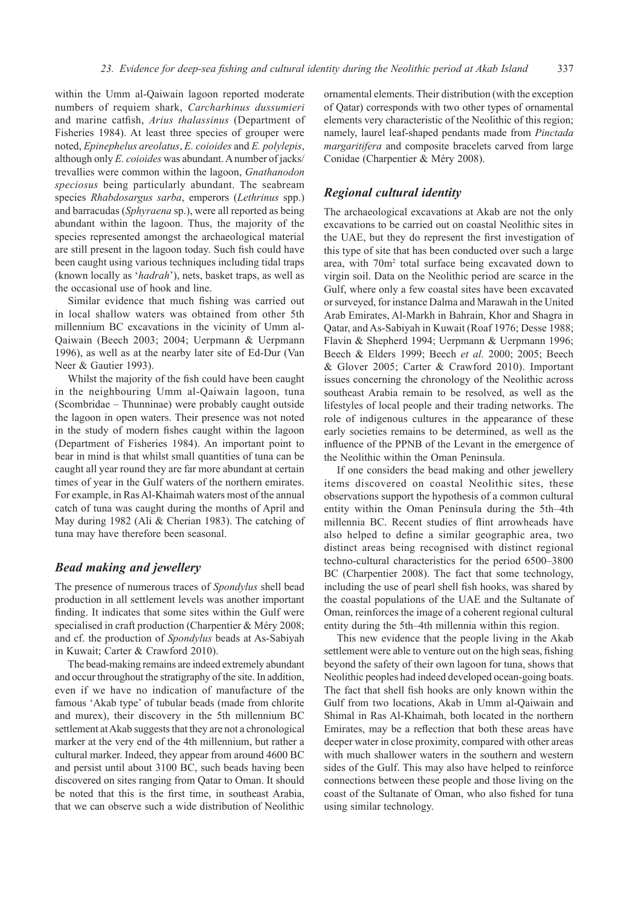within the Umm al-Qaiwain lagoon reported moderate numbers of requiem shark, *Carcharhinus dussumieri* and marine catfish, *Arius thalassinus* (Department of Fisheries 1984). At least three species of grouper were noted, *Epinephelus areolatus*, *E. coioides* and *E. polylepis*, although only *E. coioides* was abundant. A number of jacks/trevallies were common within the lagoon, *Gnathanodon speciosus* being particularly abundant. The seabream species *Rhabdosargus sarba*, emperors (*Lethrinus* spp.) and barracudas (*Sphyraena* sp.), were all reported as being abundant within the lagoon. Thus, the majority of the species represented amongst the archaeological material are still present in the lagoon today. Such fish could have been caught using various techniques including tidal traps (known locally as '*hadrah*'), nets, basket traps, as well as the occasional use of hook and line.

Similar evidence that much fishing was carried out in local shallow waters was obtained from other 5th millennium BC excavations in the vicinity of Umm al-Qaiwain (Beech 2003; 2004; Uerpmann & Uerpmann 1996), as well as at the nearby later site of Ed-Dur (Van Neer & Gautier 1993).

Whilst the majority of the fish could have been caught in the neighbouring Umm al-Qaiwain lagoon, tuna (Scombridae – Thunninae) were probably caught outside the lagoon in open waters. Their presence was not noted in the study of modern fishes caught within the lagoon (Department of Fisheries 1984). An important point to bear in mind is that whilst small quantities of tuna can be caught all year round they are far more abundant at certain times of year in the Gulf waters of the northern emirates. For example, in Ras Al-Khaimah waters most of the annual catch of tuna was caught during the months of April and May during 1982 (Ali & Cherian 1983). The catching of tuna may have therefore been seasonal.

## *Bead making and jewellery*

The presence of numerous traces of *Spondylus* shell bead production in all settlement levels was another important finding. It indicates that some sites within the Gulf were specialised in craft production (Charpentier & Méry 2008; and cf. the production of *Spondylus* beads at As-Sabiyah in Kuwait; Carter & Crawford 2010).

The bead-making remains are indeed extremely abundant and occur throughout the stratigraphy of the site. In addition, even if we have no indication of manufacture of the famous 'Akab type' of tubular beads (made from chlorite and murex), their discovery in the 5th millennium BC settlement at Akab suggests that they are not a chronological marker at the very end of the 4th millennium, but rather a cultural marker. Indeed, they appear from around 4600 BC and persist until about 3100 BC, such beads having been discovered on sites ranging from Qatar to Oman. It should be noted that this is the first time, in southeast Arabia, that we can observe such a wide distribution of Neolithic ornamental elements. Their distribution (with the exception of Qatar) corresponds with two other types of ornamental elements very characteristic of the Neolithic of this region; namely, laurel leaf-shaped pendants made from *Pinctada margaritifera* and composite bracelets carved from large Conidae (Charpentier & Méry 2008).

## *Regional cultural identity*

The archaeological excavations at Akab are not the only excavations to be carried out on coastal Neolithic sites in the UAE, but they do represent the first investigation of this type of site that has been conducted over such a large area, with 70m$^2$ total surface being excavated down to virgin soil. Data on the Neolithic period are scarce in the Gulf, where only a few coastal sites have been excavated or surveyed, for instance Dalma and Marawah in the United Arab Emirates, Al-Markh in Bahrain, Khor and Shagra in Qatar, and As-Sabiyah in Kuwait (Roaf 1976; Desse 1988; Flavin & Shepherd 1994; Uerpmann & Uerpmann 1996; Beech & Elders 1999; Beech *et al.* 2000; 2005; Beech & Glover 2005; Carter & Crawford 2010). Important issues concerning the chronology of the Neolithic across southeast Arabia remain to be resolved, as well as the lifestyles of local people and their trading networks. The role of indigenous cultures in the appearance of these early societies remains to be determined, as well as the influence of the PPNB of the Levant in the emergence of the Neolithic within the Oman Peninsula.

If one considers the bead making and other jewellery items discovered on coastal Neolithic sites, these observations support the hypothesis of a common cultural entity within the Oman Peninsula during the 5th–4th millennia BC. Recent studies of flint arrowheads have also helped to define a similar geographic area, two distinct areas being recognised with distinct regional techno-cultural characteristics for the period 6500–3800 BC (Charpentier 2008). The fact that some technology, including the use of pearl shell fish hooks, was shared by the coastal populations of the UAE and the Sultanate of Oman, reinforces the image of a coherent regional cultural entity during the 5th–4th millennia within this region.

This new evidence that the people living in the Akab settlement were able to venture out on the high seas, fishing beyond the safety of their own lagoon for tuna, shows that Neolithic peoples had indeed developed ocean-going boats. The fact that shell fish hooks are only known within the Gulf from two locations, Akab in Umm al-Qaiwain and Shimal in Ras Al-Khaimah, both located in the northern Emirates, may be a reflection that both these areas have deeper water in close proximity, compared with other areas with much shallower waters in the southern and western sides of the Gulf. This may also have helped to reinforce connections between these people and those living on the coast of the Sultanate of Oman, who also fished for tuna using similar technology.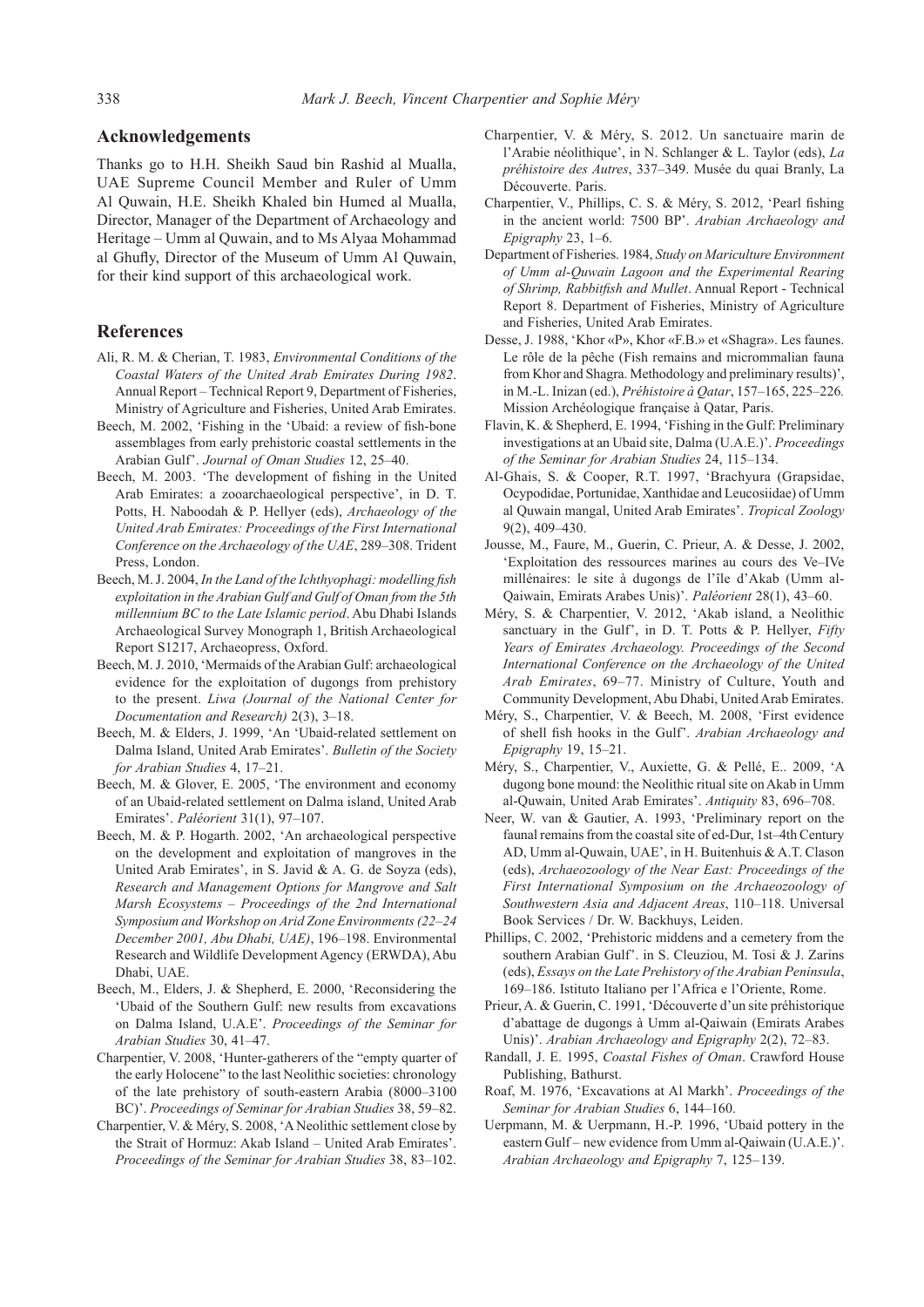## Acknowledgements

Thanks go to H.H. Sheikh Saud bin Rashid al Mualla, UAE Supreme Council Member and Ruler of Umm Al Quwain, H.E. Sheikh Khaled bin Humed al Mualla, Director, Manager of the Department of Archaeology and Heritage – Umm al Quwain, and to Ms Alyaa Mohammad al Ghufly, Director of the Museum of Umm Al Quwain, for their kind support of this archaeological work.

## References

Ali, R. M. & Cherian, T. 1983, *Environmental Conditions of the Coastal Waters of the United Arab Emirates During 1982*. Annual Report – Technical Report 9, Department of Fisheries, Ministry of Agriculture and Fisheries, United Arab Emirates.

Beech, M. 2002, 'Fishing in the 'Ubaid: a review of fish-bone assemblages from early prehistoric coastal settlements in the Arabian Gulf'. *Journal of Oman Studies* 12, 25–40.

Beech, M. 2003. 'The development of fishing in the United Arab Emirates: a zooarchaeological perspective', in D. T. Potts, H. Naboodah & P. Hellyer (eds), *Archaeology of the United Arab Emirates: Proceedings of the First International Conference on the Archaeology of the UAE*, 289–308. Trident Press, London.

Beech, M. J. 2004, *In the Land of the Ichthyophagi: modelling fish exploitation in the Arabian Gulf and Gulf of Oman from the 5th millennium BC to the Late Islamic period*. Abu Dhabi Islands Archaeological Survey Monograph 1, British Archaeological Report S1217, Archaeopress, Oxford.

Beech, M. J. 2010, 'Mermaids of the Arabian Gulf: archaeological evidence for the exploitation of dugongs from prehistory to the present. *Liwa (Journal of the National Center for Documentation and Research)* 2(3), 3–18.

Beech, M. & Elders, J. 1999, 'An 'Ubaid-related settlement on Dalma Island, United Arab Emirates'. *Bulletin of the Society for Arabian Studies* 4, 17–21.

Beech, M. & Glover, E. 2005, 'The environment and economy of an Ubaid-related settlement on Dalma island, United Arab Emirates'. *Paléorient* 31(1), 97–107.

Beech, M. & P. Hogarth. 2002, 'An archaeological perspective on the development and exploitation of mangroves in the United Arab Emirates', in S. Javid & A. G. de Soyza (eds), *Research and Management Options for Mangrove and Salt Marsh Ecosystems – Proceedings of the 2nd International Symposium and Workshop on Arid Zone Environments (22–24 December 2001, Abu Dhabi, UAE)*, 196–198. Environmental Research and Wildlife Development Agency (ERWDA), Abu Dhabi, UAE.

Beech, M., Elders, J. & Shepherd, E. 2000, 'Reconsidering the 'Ubaid of the Southern Gulf: new results from excavations on Dalma Island, U.A.E'. *Proceedings of the Seminar for Arabian Studies* 30, 41–47.

Charpentier, V. 2008, 'Hunter-gatherers of the "empty quarter of the early Holocene" to the last Neolithic societies: chronology of the late prehistory of south-eastern Arabia (8000–3100 BC)'. *Proceedings of Seminar for Arabian Studies* 38, 59–82.

Charpentier, V. & Méry, S. 2008, 'A Neolithic settlement close by the Strait of Hormuz: Akab Island – United Arab Emirates'. *Proceedings of the Seminar for Arabian Studies* 38, 83–102.

Charpentier, V. & Méry, S. 2012. Un sanctuaire marin de l'Arabie néolithique', in N. Schlanger & L. Taylor (eds), *La préhistoire des Autres*, 337–349. Musée du quai Branly, La Découverte. Paris.

Charpentier, V., Phillips, C. S. & Méry, S. 2012, 'Pearl fishing in the ancient world: 7500 BP'. *Arabian Archaeology and Epigraphy* 23, 1–6.

Department of Fisheries. 1984, *Study on Mariculture Environment of Umm al-Quwain Lagoon and the Experimental Rearing of Shrimp, Rabbitfish and Mullet*. Annual Report - Technical Report 8. Department of Fisheries, Ministry of Agriculture and Fisheries, United Arab Emirates.

Desse, J. 1988, 'Khor «P», Khor «F.B.» et «Shagra». Les faunes. Le rôle de la pêche (Fish remains and micrommalian fauna from Khor and Shagra. Methodology and preliminary results)', in M.-L. Inizan (ed.), *Préhistoire à Qatar*, 157–165, 225–226. Mission Archéologique française à Qatar, Paris.

Flavin, K. & Shepherd, E. 1994, 'Fishing in the Gulf: Preliminary investigations at an Ubaid site, Dalma (U.A.E.)'. *Proceedings of the Seminar for Arabian Studies* 24, 115–134.

Al-Ghais, S. & Cooper, R.T. 1997, 'Brachyura (Grapsidae, Ocypodidae, Portunidae, Xanthidae and Leucosiidae) of Umm al Quwain mangal, United Arab Emirates'. *Tropical Zoology* 9(2), 409–430.

Jousse, M., Faure, M., Guerin, C. Prieur, A. & Desse, J. 2002, 'Exploitation des ressources marines au cours des Ve–IVe millénaires: le site à dugongs de l'île d'Akab (Umm al-Qaiwain, Emirats Arabes Unis)'. *Paléorient* 28(1), 43–60.

Méry, S. & Charpentier, V. 2012, 'Akab island, a Neolithic sanctuary in the Gulf', in D. T. Potts & P. Hellyer, *Fifty Years of Emirates Archaeology. Proceedings of the Second International Conference on the Archaeology of the United Arab Emirates*, 69–77. Ministry of Culture, Youth and Community Development, Abu Dhabi, United Arab Emirates.

Méry, S., Charpentier, V. & Beech, M. 2008, 'First evidence of shell fish hooks in the Gulf'. *Arabian Archaeology and Epigraphy* 19, 15–21.

Méry, S., Charpentier, V., Auxiette, G. & Pellé, E.. 2009, 'A dugong bone mound: the Neolithic ritual site on Akab in Umm al-Quwain, United Arab Emirates'. *Antiquity* 83, 696–708.

Neer, W. van & Gautier, A. 1993, 'Preliminary report on the faunal remains from the coastal site of ed-Dur, 1st–4th Century AD, Umm al-Quwain, UAE', in H. Buitenhuis & A.T. Clason (eds), *Archaeozoology of the Near East: Proceedings of the First International Symposium on the Archaeozoology of Southwestern Asia and Adjacent Areas*, 110–118. Universal Book Services / Dr. W. Backhuys, Leiden.

Phillips, C. 2002, 'Prehistoric middens and a cemetery from the southern Arabian Gulf'. in S. Cleuziou, M. Tosi & J. Zarins (eds), *Essays on the Late Prehistory of the Arabian Peninsula*, 169–186. Istituto Italiano per l'Africa e l'Oriente, Rome.

Prieur, A. & Guerin, C. 1991, 'Découverte d'un site préhistorique d'abattage de dugongs à Umm al-Qaiwain (Emirats Arabes Unis)'. *Arabian Archaeology and Epigraphy* 2(2), 72–83.

Randall, J. E. 1995, *Coastal Fishes of Oman*. Crawford House Publishing, Bathurst.

Roaf, M. 1976, 'Excavations at Al Markh'. *Proceedings of the Seminar for Arabian Studies* 6, 144–160.

Uerpmann, M. & Uerpmann, H.-P. 1996, 'Ubaid pottery in the eastern Gulf – new evidence from Umm al-Qaiwain (U.A.E.)'. *Arabian Archaeology and Epigraphy* 7, 125–139.